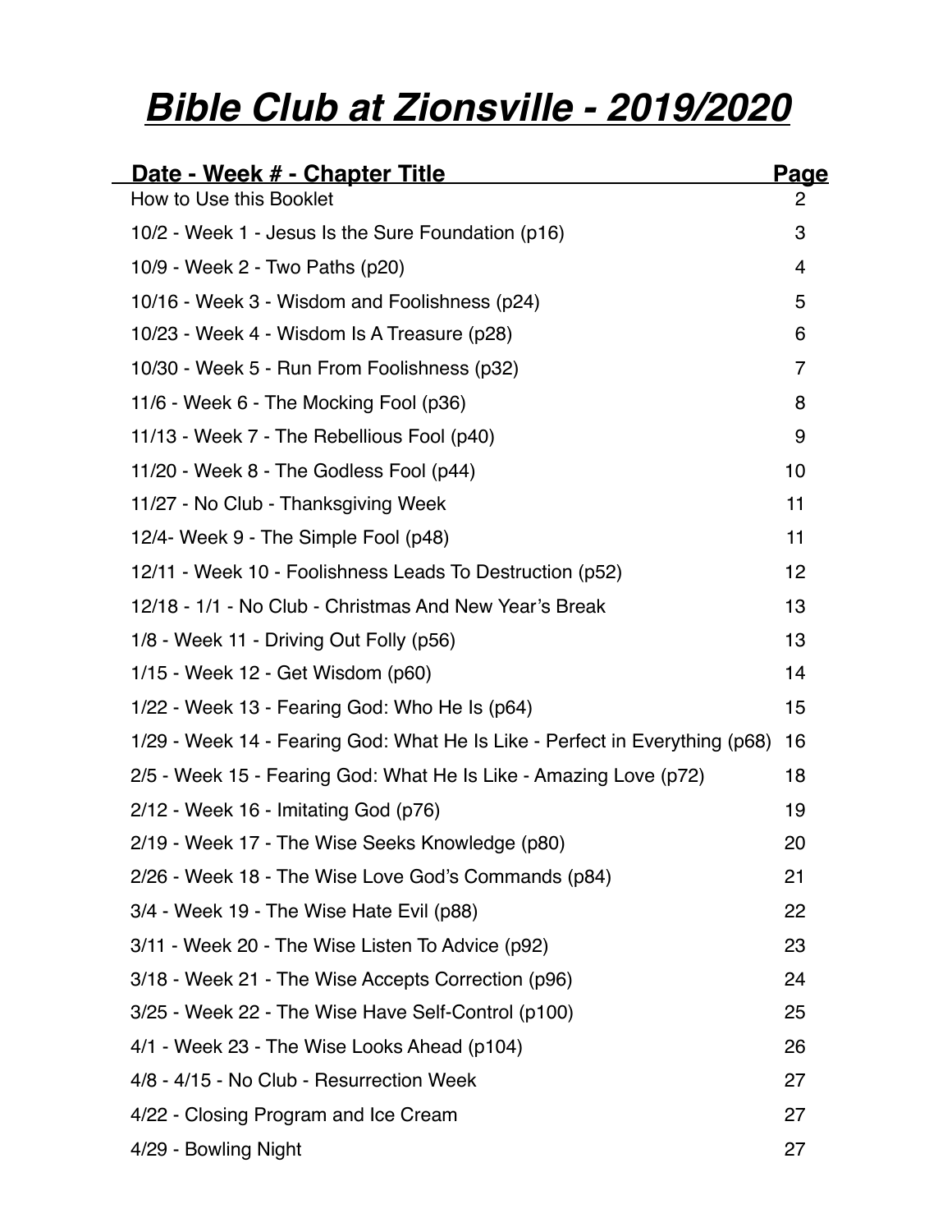# ***Bible Club at Zionsville - 2019/2020***

| Date - Week # - Chapter Title | Page |
|---|---|
| How to Use this Booklet | 2 |
| 10/2 - Week 1 - Jesus Is the Sure Foundation (p16) | 3 |
| 10/9 - Week 2 - Two Paths (p20) | 4 |
| 10/16 - Week 3 - Wisdom and Foolishness (p24) | 5 |
| 10/23 - Week 4 - Wisdom Is A Treasure (p28) | 6 |
| 10/30 - Week 5 - Run From Foolishness (p32) | 7 |
| 11/6 - Week 6 - The Mocking Fool (p36) | 8 |
| 11/13 - Week 7 - The Rebellious Fool (p40) | 9 |
| 11/20 - Week 8 - The Godless Fool (p44) | 10 |
| 11/27 - No Club - Thanksgiving Week | 11 |
| 12/4- Week 9 - The Simple Fool (p48) | 11 |
| 12/11 - Week 10 - Foolishness Leads To Destruction (p52) | 12 |
| 12/18 - 1/1 - No Club - Christmas And New Year's Break | 13 |
| 1/8 - Week 11 - Driving Out Folly (p56) | 13 |
| 1/15 - Week 12 - Get Wisdom (p60) | 14 |
| 1/22 - Week 13 - Fearing God: Who He Is (p64) | 15 |
| 1/29 - Week 14 - Fearing God: What He Is Like - Perfect in Everything (p68) | 16 |
| 2/5 - Week 15 - Fearing God: What He Is Like - Amazing Love (p72) | 18 |
| 2/12 - Week 16 - Imitating God (p76) | 19 |
| 2/19 - Week 17 - The Wise Seeks Knowledge (p80) | 20 |
| 2/26 - Week 18 - The Wise Love God's Commands (p84) | 21 |
| 3/4 - Week 19 - The Wise Hate Evil (p88) | 22 |
| 3/11 - Week 20 - The Wise Listen To Advice (p92) | 23 |
| 3/18 - Week 21 - The Wise Accepts Correction (p96) | 24 |
| 3/25 - Week 22 - The Wise Have Self-Control (p100) | 25 |
| 4/1 - Week 23 - The Wise Looks Ahead (p104) | 26 |
| 4/8 - 4/15 - No Club - Resurrection Week | 27 |
| 4/22 - Closing Program and Ice Cream | 27 |
| 4/29 - Bowling Night | 27 |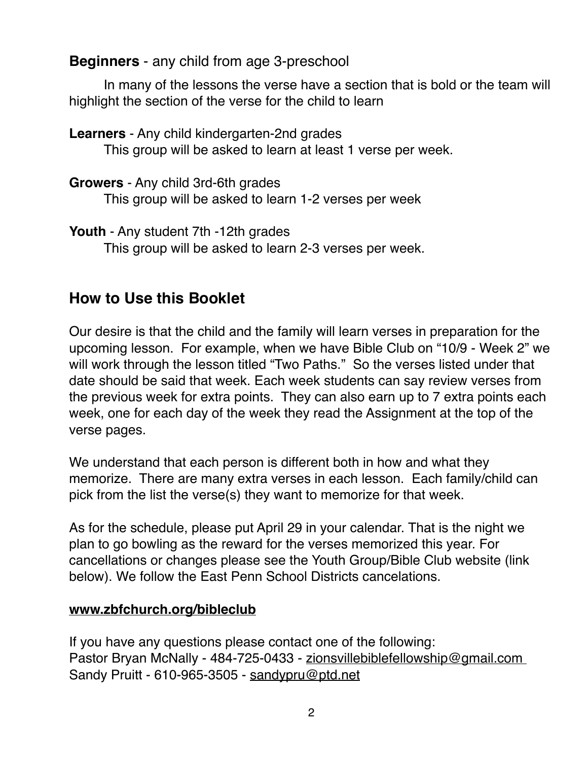**Beginners** - any child from age 3-preschool

In many of the lessons the verse have a section that is bold or the team will highlight the section of the verse for the child to learn

**Learners** - Any child kindergarten-2nd grades
This group will be asked to learn at least 1 verse per week.

**Growers** - Any child 3rd-6th grades
This group will be asked to learn 1-2 verses per week

**Youth** - Any student 7th -12th grades
This group will be asked to learn 2-3 verses per week.

## How to Use this Booklet

Our desire is that the child and the family will learn verses in preparation for the upcoming lesson. For example, when we have Bible Club on "10/9 - Week 2" we will work through the lesson titled "Two Paths." So the verses listed under that date should be said that week. Each week students can say review verses from the previous week for extra points. They can also earn up to 7 extra points each week, one for each day of the week they read the Assignment at the top of the verse pages.

We understand that each person is different both in how and what they memorize. There are many extra verses in each lesson. Each family/child can pick from the list the verse(s) they want to memorize for that week.

As for the schedule, please put April 29 in your calendar. That is the night we plan to go bowling as the reward for the verses memorized this year. For cancellations or changes please see the Youth Group/Bible Club website (link below). We follow the East Penn School Districts cancelations.

**www.zbfchurch.org/bibleclub**

If you have any questions please contact one of the following:
Pastor Bryan McNally - 484-725-0433 - zionsvillebiblefellowship@gmail.com
Sandy Pruitt - 610-965-3505 - sandypru@ptd.net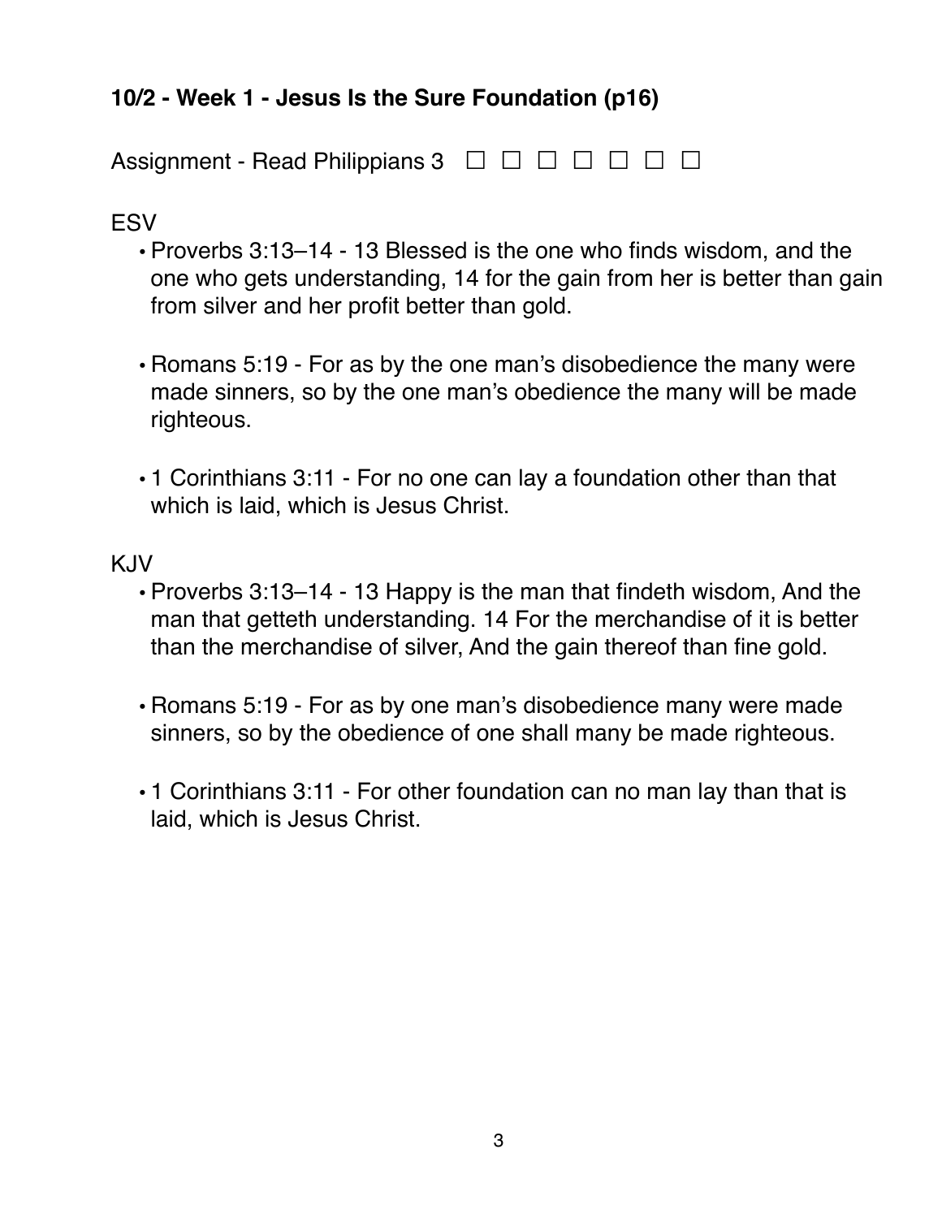**10/2 - Week 1 - Jesus Is the Sure Foundation (p16)**

Assignment - Read Philippians 3 ☐ ☐ ☐ ☐ ☐ ☐ ☐

ESV

- Proverbs 3:13–14 - 13 Blessed is the one who finds wisdom, and the one who gets understanding, 14 for the gain from her is better than gain from silver and her profit better than gold.
- Romans 5:19 - For as by the one man's disobedience the many were made sinners, so by the one man's obedience the many will be made righteous.
- 1 Corinthians 3:11 - For no one can lay a foundation other than that which is laid, which is Jesus Christ.

KJV

- Proverbs 3:13–14 - 13 Happy is the man that findeth wisdom, And the man that getteth understanding. 14 For the merchandise of it is better than the merchandise of silver, And the gain thereof than fine gold.
- Romans 5:19 - For as by one man's disobedience many were made sinners, so by the obedience of one shall many be made righteous.
- 1 Corinthians 3:11 - For other foundation can no man lay than that is laid, which is Jesus Christ.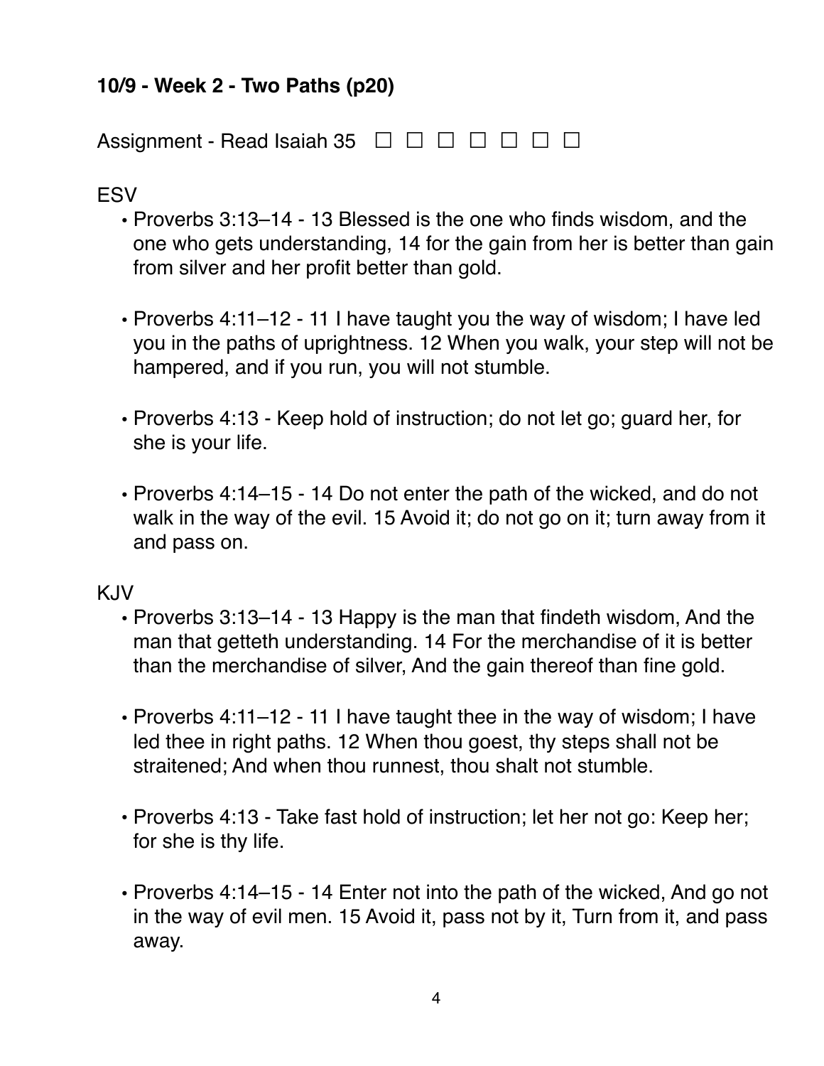**10/9 - Week 2 - Two Paths (p20)**

Assignment - Read Isaiah 35 ☐ ☐ ☐ ☐ ☐ ☐ ☐

ESV

- Proverbs 3:13–14 - 13 Blessed is the one who finds wisdom, and the one who gets understanding, 14 for the gain from her is better than gain from silver and her profit better than gold.

- Proverbs 4:11–12 - 11 I have taught you the way of wisdom; I have led you in the paths of uprightness. 12 When you walk, your step will not be hampered, and if you run, you will not stumble.

- Proverbs 4:13 - Keep hold of instruction; do not let go; guard her, for she is your life.

- Proverbs 4:14–15 - 14 Do not enter the path of the wicked, and do not walk in the way of the evil. 15 Avoid it; do not go on it; turn away from it and pass on.

KJV

- Proverbs 3:13–14 - 13 Happy is the man that findeth wisdom, And the man that getteth understanding. 14 For the merchandise of it is better than the merchandise of silver, And the gain thereof than fine gold.

- Proverbs 4:11–12 - 11 I have taught thee in the way of wisdom; I have led thee in right paths. 12 When thou goest, thy steps shall not be straitened; And when thou runnest, thou shalt not stumble.

- Proverbs 4:13 - Take fast hold of instruction; let her not go: Keep her; for she is thy life.

- Proverbs 4:14–15 - 14 Enter not into the path of the wicked, And go not in the way of evil men. 15 Avoid it, pass not by it, Turn from it, and pass away.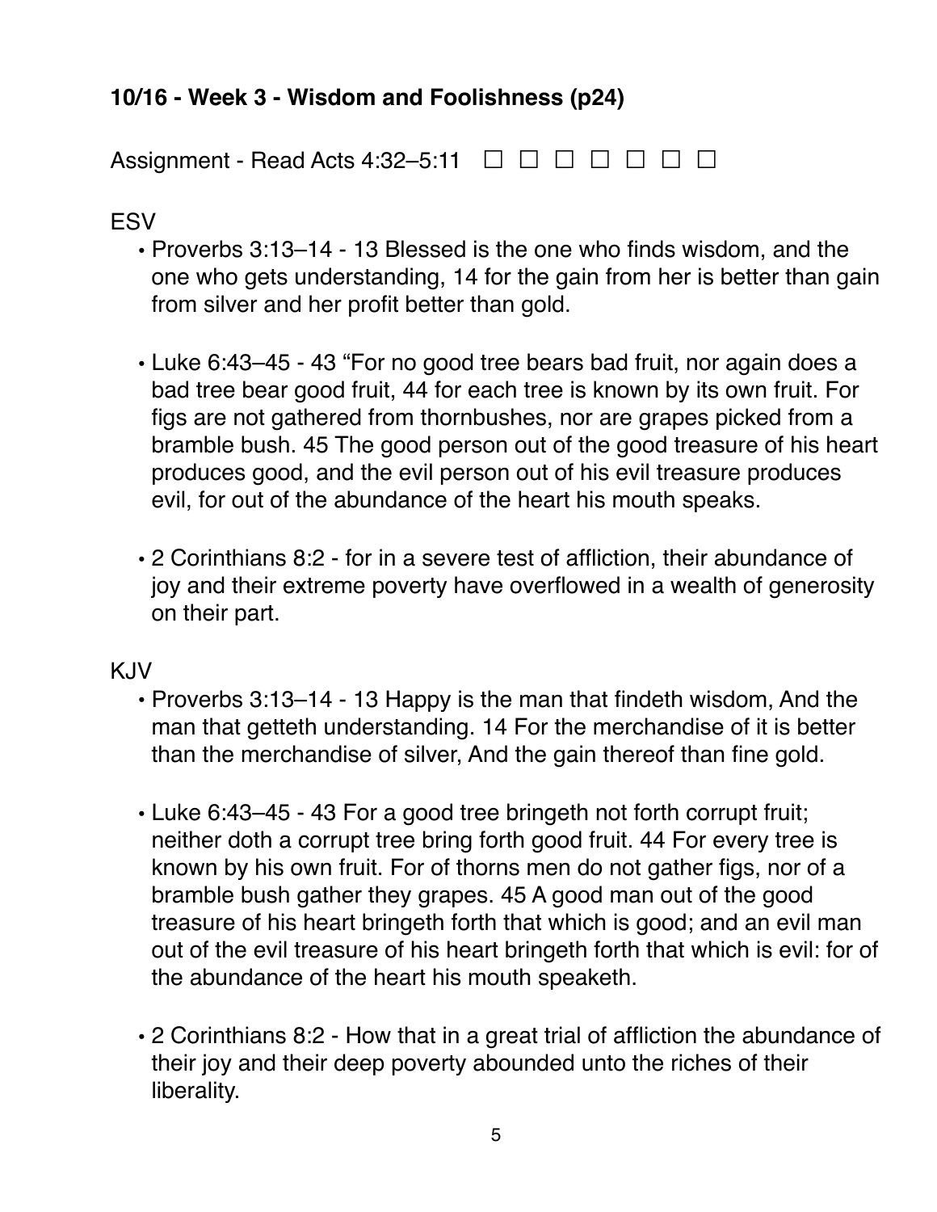### 10/16 - Week 3 - Wisdom and Foolishness (p24)

Assignment - Read Acts 4:32–5:11 ☐ ☐ ☐ ☐ ☐ ☐ ☐

ESV

- Proverbs 3:13–14 - 13 Blessed is the one who finds wisdom, and the one who gets understanding, 14 for the gain from her is better than gain from silver and her profit better than gold.

- Luke 6:43–45 - 43 “For no good tree bears bad fruit, nor again does a bad tree bear good fruit, 44 for each tree is known by its own fruit. For figs are not gathered from thornbushes, nor are grapes picked from a bramble bush. 45 The good person out of the good treasure of his heart produces good, and the evil person out of his evil treasure produces evil, for out of the abundance of the heart his mouth speaks.

- 2 Corinthians 8:2 - for in a severe test of affliction, their abundance of joy and their extreme poverty have overflowed in a wealth of generosity on their part.

KJV

- Proverbs 3:13–14 - 13 Happy is the man that findeth wisdom, And the man that getteth understanding. 14 For the merchandise of it is better than the merchandise of silver, And the gain thereof than fine gold.

- Luke 6:43–45 - 43 For a good tree bringeth not forth corrupt fruit; neither doth a corrupt tree bring forth good fruit. 44 For every tree is known by his own fruit. For of thorns men do not gather figs, nor of a bramble bush gather they grapes. 45 A good man out of the good treasure of his heart bringeth forth that which is good; and an evil man out of the evil treasure of his heart bringeth forth that which is evil: for of the abundance of the heart his mouth speaketh.

- 2 Corinthians 8:2 - How that in a great trial of affliction the abundance of their joy and their deep poverty abounded unto the riches of their liberality.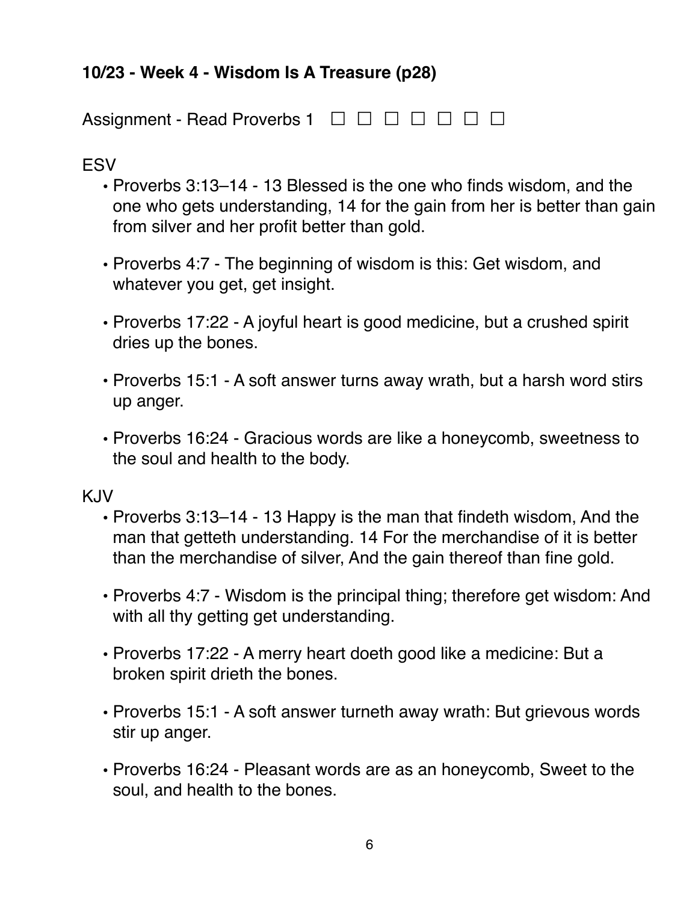**10/23 - Week 4 - Wisdom Is A Treasure (p28)**

Assignment - Read Proverbs 1 ☐ ☐ ☐ ☐ ☐ ☐ ☐

ESV

- Proverbs 3:13–14 - 13 Blessed is the one who finds wisdom, and the one who gets understanding, 14 for the gain from her is better than gain from silver and her profit better than gold.

- Proverbs 4:7 - The beginning of wisdom is this: Get wisdom, and whatever you get, get insight.

- Proverbs 17:22 - A joyful heart is good medicine, but a crushed spirit dries up the bones.

- Proverbs 15:1 - A soft answer turns away wrath, but a harsh word stirs up anger.

- Proverbs 16:24 - Gracious words are like a honeycomb, sweetness to the soul and health to the body.

KJV

- Proverbs 3:13–14 - 13 Happy is the man that findeth wisdom, And the man that getteth understanding. 14 For the merchandise of it is better than the merchandise of silver, And the gain thereof than fine gold.

- Proverbs 4:7 - Wisdom is the principal thing; therefore get wisdom: And with all thy getting get understanding.

- Proverbs 17:22 - A merry heart doeth good like a medicine: But a broken spirit drieth the bones.

- Proverbs 15:1 - A soft answer turneth away wrath: But grievous words stir up anger.

- Proverbs 16:24 - Pleasant words are as an honeycomb, Sweet to the soul, and health to the bones.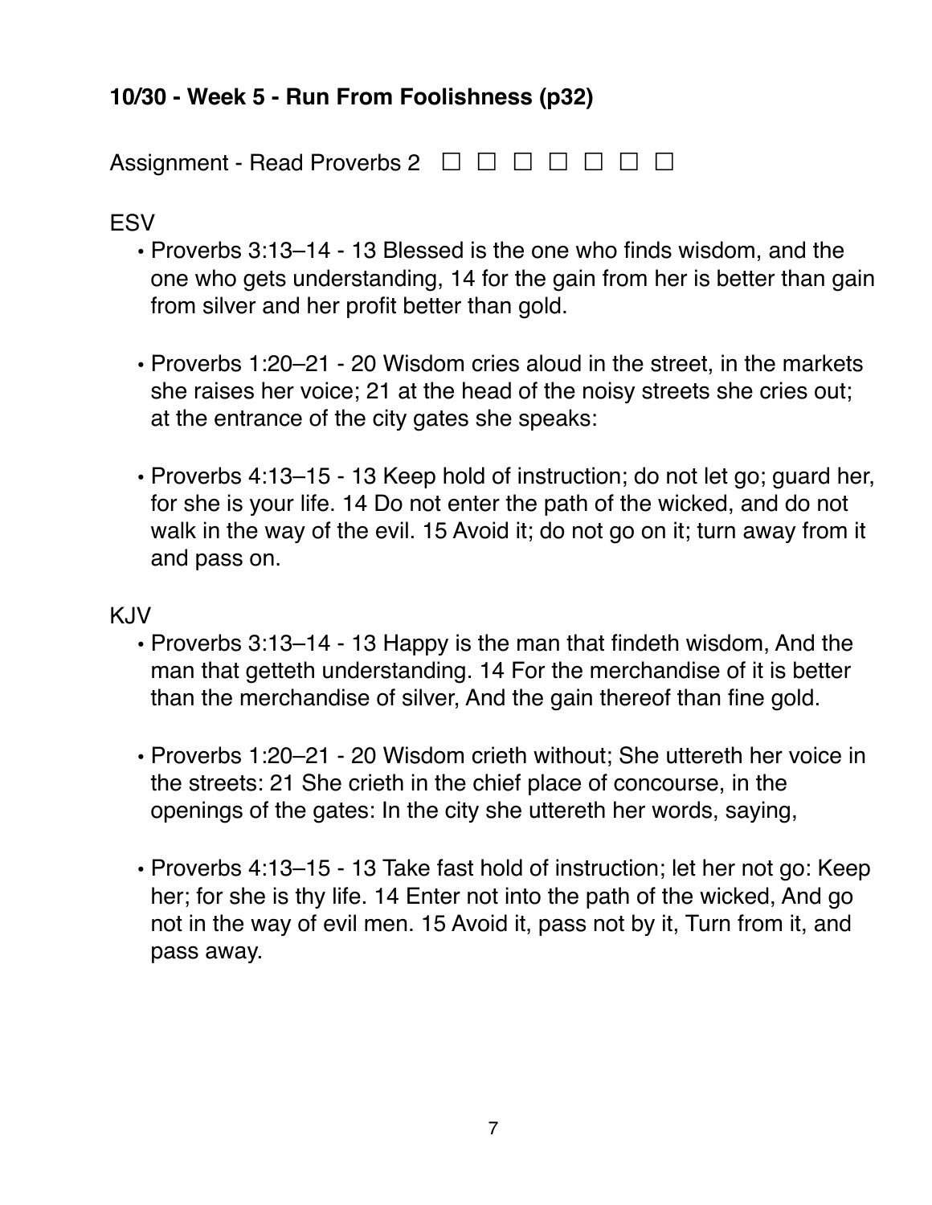**10/30 - Week 5 - Run From Foolishness (p32)**

Assignment - Read Proverbs 2 ☐ ☐ ☐ ☐ ☐ ☐ ☐

ESV

- Proverbs 3:13–14 - 13 Blessed is the one who finds wisdom, and the one who gets understanding, 14 for the gain from her is better than gain from silver and her profit better than gold.

- Proverbs 1:20–21 - 20 Wisdom cries aloud in the street, in the markets she raises her voice; 21 at the head of the noisy streets she cries out; at the entrance of the city gates she speaks:

- Proverbs 4:13–15 - 13 Keep hold of instruction; do not let go; guard her, for she is your life. 14 Do not enter the path of the wicked, and do not walk in the way of the evil. 15 Avoid it; do not go on it; turn away from it and pass on.

KJV

- Proverbs 3:13–14 - 13 Happy is the man that findeth wisdom, And the man that getteth understanding. 14 For the merchandise of it is better than the merchandise of silver, And the gain thereof than fine gold.

- Proverbs 1:20–21 - 20 Wisdom crieth without; She uttereth her voice in the streets: 21 She crieth in the chief place of concourse, in the openings of the gates: In the city she uttereth her words, saying,

- Proverbs 4:13–15 - 13 Take fast hold of instruction; let her not go: Keep her; for she is thy life. 14 Enter not into the path of the wicked, And go not in the way of evil men. 15 Avoid it, pass not by it, Turn from it, and pass away.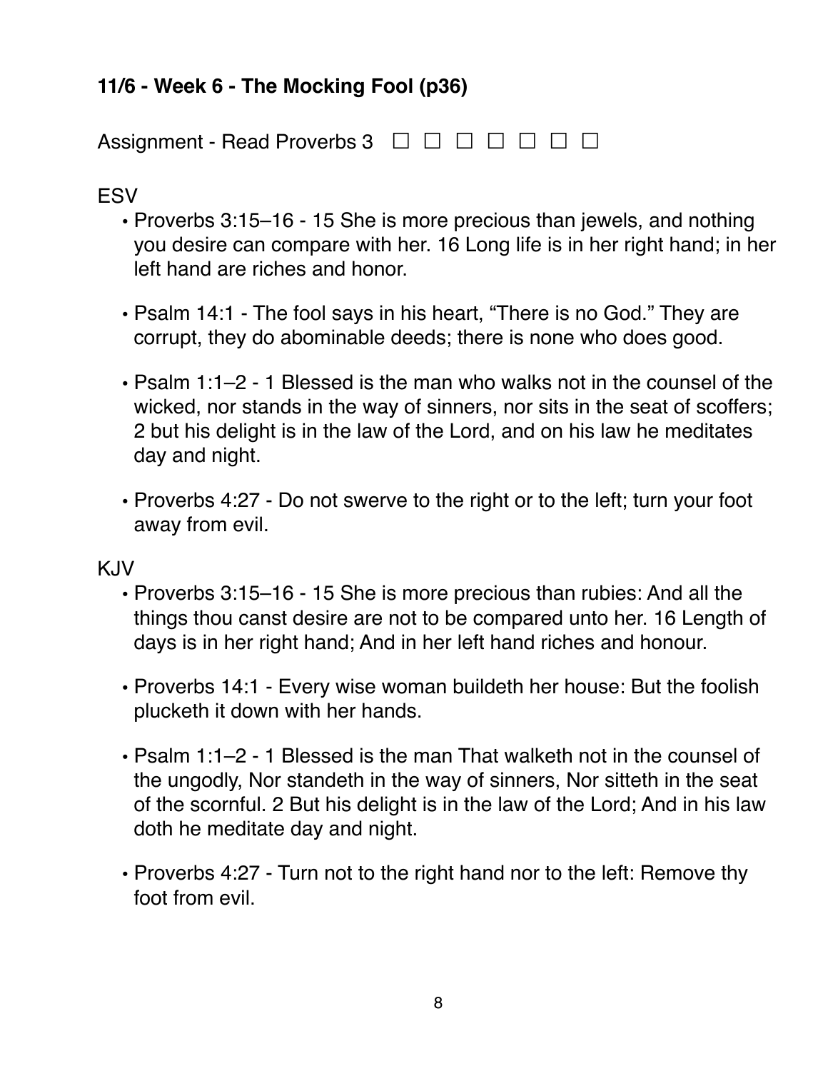**11/6 - Week 6 - The Mocking Fool (p36)**

Assignment - Read Proverbs 3 ☐ ☐ ☐ ☐ ☐ ☐ ☐

ESV

- Proverbs 3:15–16 - 15 She is more precious than jewels, and nothing you desire can compare with her. 16 Long life is in her right hand; in her left hand are riches and honor.
- Psalm 14:1 - The fool says in his heart, “There is no God.” They are corrupt, they do abominable deeds; there is none who does good.
- Psalm 1:1–2 - 1 Blessed is the man who walks not in the counsel of the wicked, nor stands in the way of sinners, nor sits in the seat of scoffers; 2 but his delight is in the law of the Lord, and on his law he meditates day and night.
- Proverbs 4:27 - Do not swerve to the right or to the left; turn your foot away from evil.

KJV

- Proverbs 3:15–16 - 15 She is more precious than rubies: And all the things thou canst desire are not to be compared unto her. 16 Length of days is in her right hand; And in her left hand riches and honour.
- Proverbs 14:1 - Every wise woman buildeth her house: But the foolish plucketh it down with her hands.
- Psalm 1:1–2 - 1 Blessed is the man That walketh not in the counsel of the ungodly, Nor standeth in the way of sinners, Nor sitteth in the seat of the scornful. 2 But his delight is in the law of the Lord; And in his law doth he meditate day and night.
- Proverbs 4:27 - Turn not to the right hand nor to the left: Remove thy foot from evil.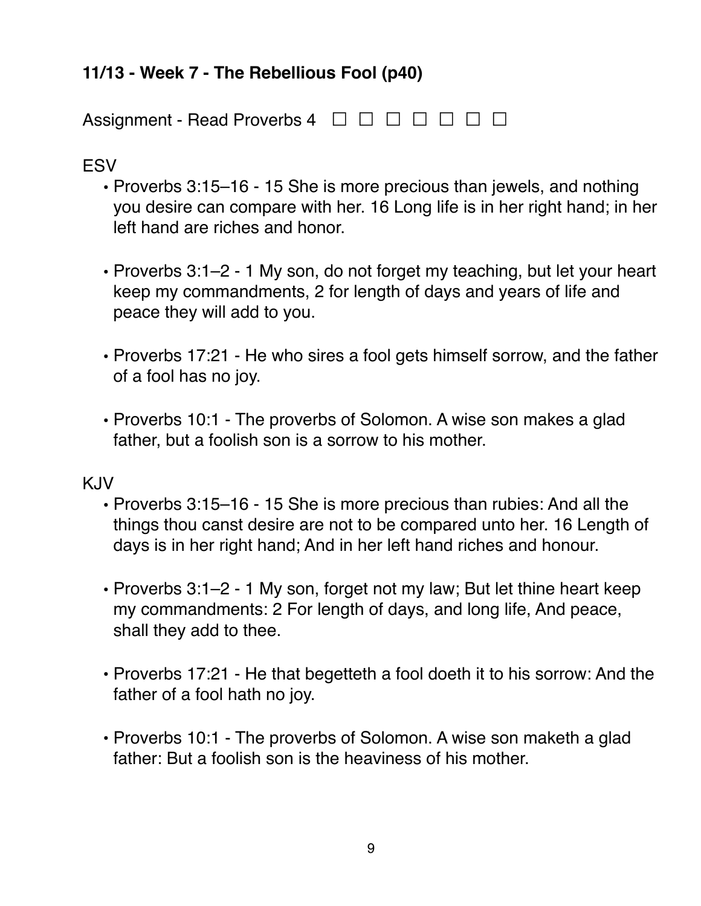**11/13 - Week 7 - The Rebellious Fool (p40)**

Assignment - Read Proverbs 4 ☐ ☐ ☐ ☐ ☐ ☐ ☐

ESV

- Proverbs 3:15–16 - 15 She is more precious than jewels, and nothing you desire can compare with her. 16 Long life is in her right hand; in her left hand are riches and honor.
- Proverbs 3:1–2 - 1 My son, do not forget my teaching, but let your heart keep my commandments, 2 for length of days and years of life and peace they will add to you.
- Proverbs 17:21 - He who sires a fool gets himself sorrow, and the father of a fool has no joy.
- Proverbs 10:1 - The proverbs of Solomon. A wise son makes a glad father, but a foolish son is a sorrow to his mother.

KJV

- Proverbs 3:15–16 - 15 She is more precious than rubies: And all the things thou canst desire are not to be compared unto her. 16 Length of days is in her right hand; And in her left hand riches and honour.
- Proverbs 3:1–2 - 1 My son, forget not my law; But let thine heart keep my commandments: 2 For length of days, and long life, And peace, shall they add to thee.
- Proverbs 17:21 - He that begetteth a fool doeth it to his sorrow: And the father of a fool hath no joy.
- Proverbs 10:1 - The proverbs of Solomon. A wise son maketh a glad father: But a foolish son is the heaviness of his mother.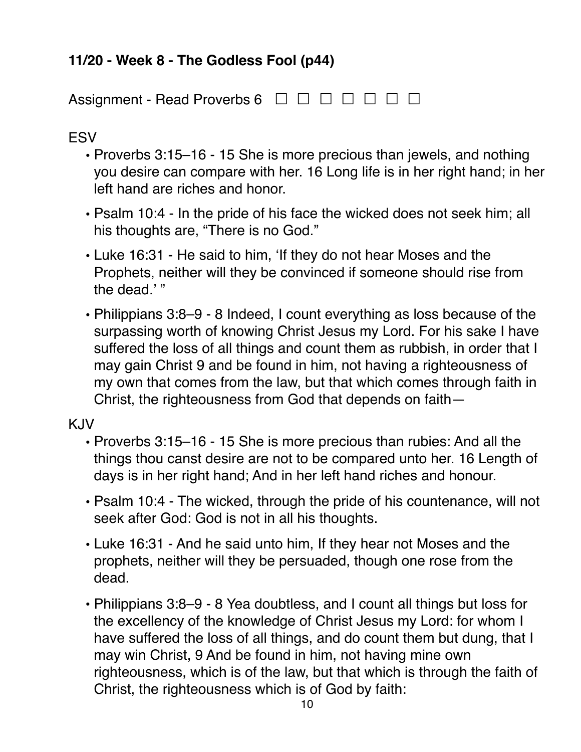**11/20 - Week 8 - The Godless Fool (p44)**

Assignment - Read Proverbs 6 ☐ ☐ ☐ ☐ ☐ ☐ ☐

ESV

- Proverbs 3:15–16 - 15 She is more precious than jewels, and nothing you desire can compare with her. 16 Long life is in her right hand; in her left hand are riches and honor.
- Psalm 10:4 - In the pride of his face the wicked does not seek him; all his thoughts are, "There is no God."
- Luke 16:31 - He said to him, 'If they do not hear Moses and the Prophets, neither will they be convinced if someone should rise from the dead.' "
- Philippians 3:8–9 - 8 Indeed, I count everything as loss because of the surpassing worth of knowing Christ Jesus my Lord. For his sake I have suffered the loss of all things and count them as rubbish, in order that I may gain Christ 9 and be found in him, not having a righteousness of my own that comes from the law, but that which comes through faith in Christ, the righteousness from God that depends on faith—

KJV

- Proverbs 3:15–16 - 15 She is more precious than rubies: And all the things thou canst desire are not to be compared unto her. 16 Length of days is in her right hand; And in her left hand riches and honour.
- Psalm 10:4 - The wicked, through the pride of his countenance, will not seek after God: God is not in all his thoughts.
- Luke 16:31 - And he said unto him, If they hear not Moses and the prophets, neither will they be persuaded, though one rose from the dead.
- Philippians 3:8–9 - 8 Yea doubtless, and I count all things but loss for the excellency of the knowledge of Christ Jesus my Lord: for whom I have suffered the loss of all things, and do count them but dung, that I may win Christ, 9 And be found in him, not having mine own righteousness, which is of the law, but that which is through the faith of Christ, the righteousness which is of God by faith: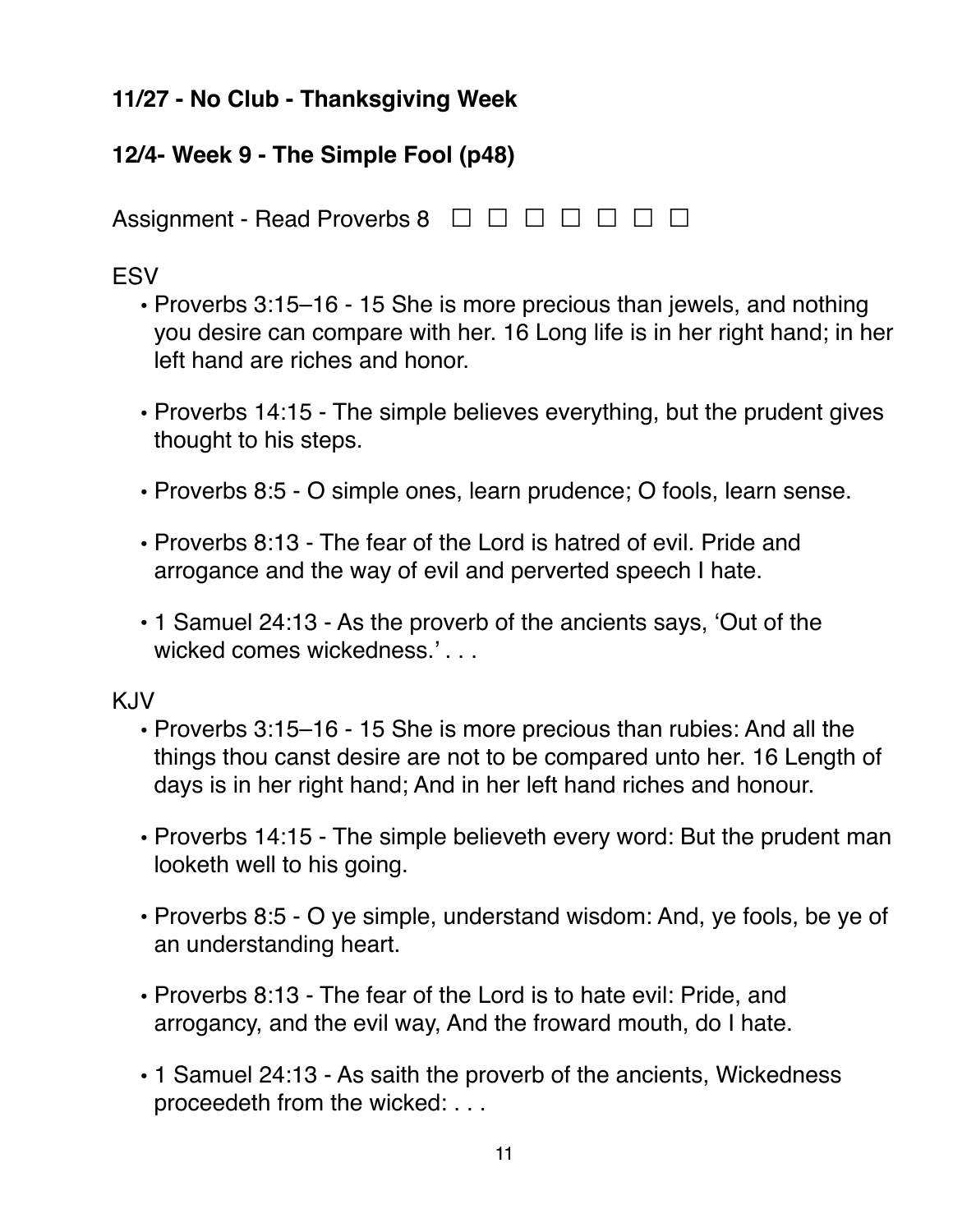**11/27 - No Club - Thanksgiving Week**

**12/4- Week 9 - The Simple Fool (p48)**

Assignment - Read Proverbs 8 ☐ ☐ ☐ ☐ ☐ ☐ ☐

ESV

- Proverbs 3:15–16 - 15 She is more precious than jewels, and nothing you desire can compare with her. 16 Long life is in her right hand; in her left hand are riches and honor.
- Proverbs 14:15 - The simple believes everything, but the prudent gives thought to his steps.
- Proverbs 8:5 - O simple ones, learn prudence; O fools, learn sense.
- Proverbs 8:13 - The fear of the Lord is hatred of evil. Pride and arrogance and the way of evil and perverted speech I hate.
- 1 Samuel 24:13 - As the proverb of the ancients says, 'Out of the wicked comes wickedness.' . . .

KJV

- Proverbs 3:15–16 - 15 She is more precious than rubies: And all the things thou canst desire are not to be compared unto her. 16 Length of days is in her right hand; And in her left hand riches and honour.
- Proverbs 14:15 - The simple believeth every word: But the prudent man looketh well to his going.
- Proverbs 8:5 - O ye simple, understand wisdom: And, ye fools, be ye of an understanding heart.
- Proverbs 8:13 - The fear of the Lord is to hate evil: Pride, and arrogancy, and the evil way, And the froward mouth, do I hate.
- 1 Samuel 24:13 - As saith the proverb of the ancients, Wickedness proceedeth from the wicked: . . .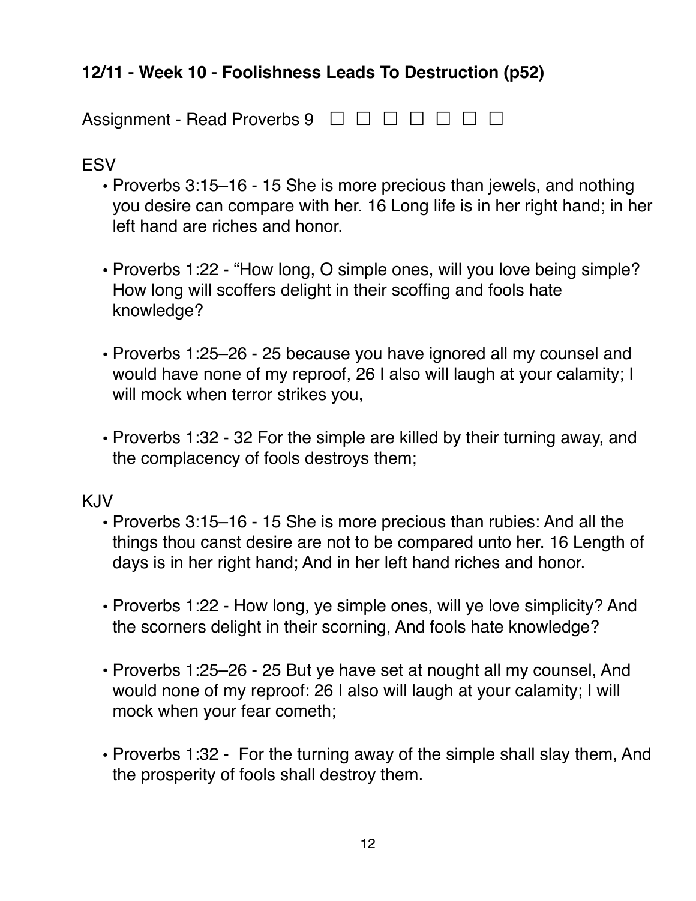**12/11 - Week 10 - Foolishness Leads To Destruction (p52)**

Assignment - Read Proverbs 9 ☐ ☐ ☐ ☐ ☐ ☐ ☐

ESV

- Proverbs 3:15–16 - 15 She is more precious than jewels, and nothing you desire can compare with her. 16 Long life is in her right hand; in her left hand are riches and honor.

- Proverbs 1:22 - “How long, O simple ones, will you love being simple? How long will scoffers delight in their scoffing and fools hate knowledge?

- Proverbs 1:25–26 - 25 because you have ignored all my counsel and would have none of my reproof, 26 I also will laugh at your calamity; I will mock when terror strikes you,

- Proverbs 1:32 - 32 For the simple are killed by their turning away, and the complacency of fools destroys them;

KJV

- Proverbs 3:15–16 - 15 She is more precious than rubies: And all the things thou canst desire are not to be compared unto her. 16 Length of days is in her right hand; And in her left hand riches and honor.

- Proverbs 1:22 - How long, ye simple ones, will ye love simplicity? And the scorners delight in their scorning, And fools hate knowledge?

- Proverbs 1:25–26 - 25 But ye have set at nought all my counsel, And would none of my reproof: 26 I also will laugh at your calamity; I will mock when your fear cometh;

- Proverbs 1:32 - For the turning away of the simple shall slay them, And the prosperity of fools shall destroy them.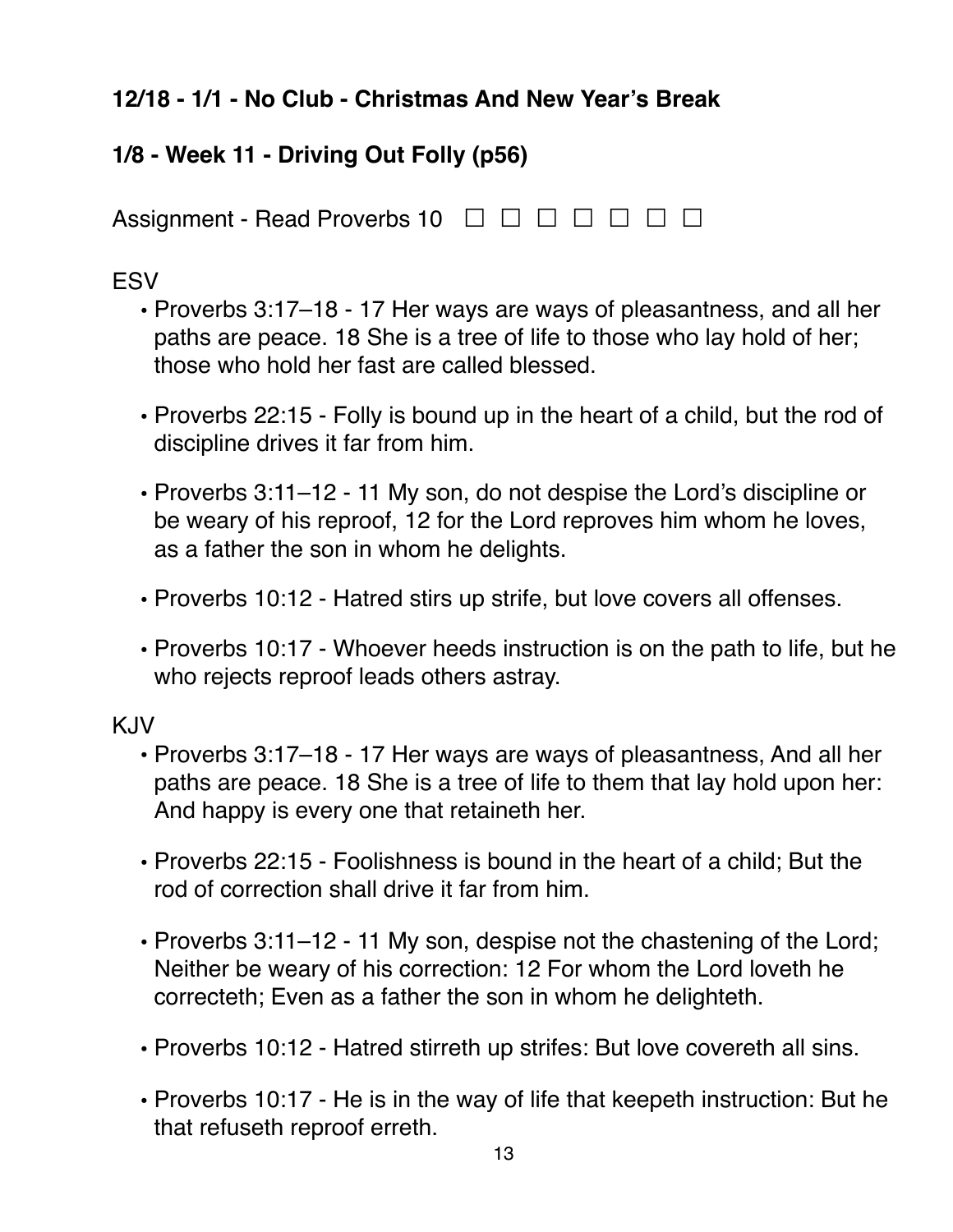**12/18 - 1/1 - No Club - Christmas And New Year's Break**

**1/8 - Week 11 - Driving Out Folly (p56)**

Assignment - Read Proverbs 10 ☐ ☐ ☐ ☐ ☐ ☐ ☐

ESV

- Proverbs 3:17–18 - 17 Her ways are ways of pleasantness, and all her paths are peace. 18 She is a tree of life to those who lay hold of her; those who hold her fast are called blessed.
- Proverbs 22:15 - Folly is bound up in the heart of a child, but the rod of discipline drives it far from him.
- Proverbs 3:11–12 - 11 My son, do not despise the Lord's discipline or be weary of his reproof, 12 for the Lord reproves him whom he loves, as a father the son in whom he delights.
- Proverbs 10:12 - Hatred stirs up strife, but love covers all offenses.
- Proverbs 10:17 - Whoever heeds instruction is on the path to life, but he who rejects reproof leads others astray.

KJV

- Proverbs 3:17–18 - 17 Her ways are ways of pleasantness, And all her paths are peace. 18 She is a tree of life to them that lay hold upon her: And happy is every one that retaineth her.
- Proverbs 22:15 - Foolishness is bound in the heart of a child; But the rod of correction shall drive it far from him.
- Proverbs 3:11–12 - 11 My son, despise not the chastening of the Lord; Neither be weary of his correction: 12 For whom the Lord loveth he correcteth; Even as a father the son in whom he delighteth.
- Proverbs 10:12 - Hatred stirreth up strifes: But love covereth all sins.
- Proverbs 10:17 - He is in the way of life that keepeth instruction: But he that refuseth reproof erreth.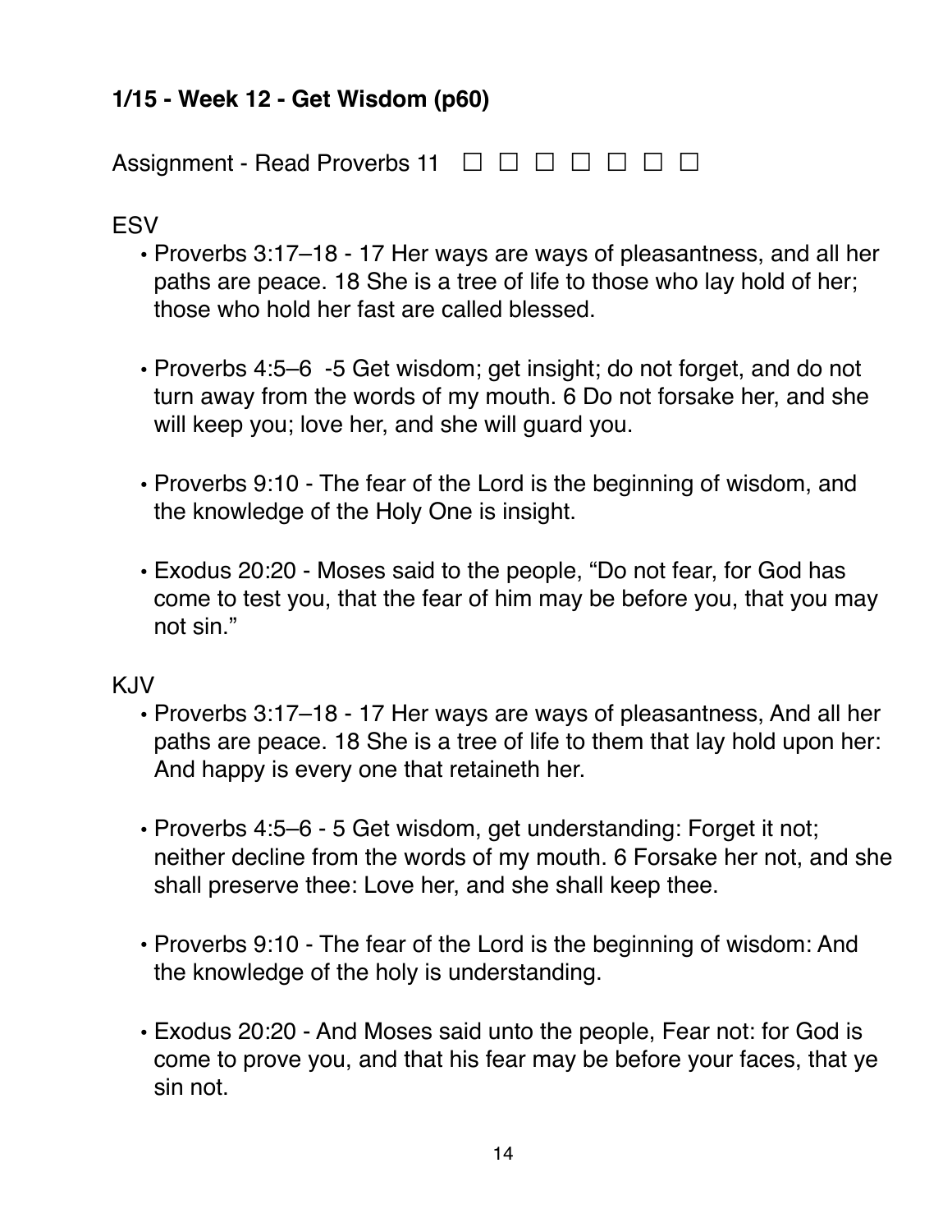**1/15 - Week 12 - Get Wisdom (p60)**

Assignment - Read Proverbs 11 ☐ ☐ ☐ ☐ ☐ ☐ ☐

ESV

- Proverbs 3:17–18 - 17 Her ways are ways of pleasantness, and all her paths are peace. 18 She is a tree of life to those who lay hold of her; those who hold her fast are called blessed.

- Proverbs 4:5–6 -5 Get wisdom; get insight; do not forget, and do not turn away from the words of my mouth. 6 Do not forsake her, and she will keep you; love her, and she will guard you.

- Proverbs 9:10 - The fear of the Lord is the beginning of wisdom, and the knowledge of the Holy One is insight.

- Exodus 20:20 - Moses said to the people, "Do not fear, for God has come to test you, that the fear of him may be before you, that you may not sin."

KJV

- Proverbs 3:17–18 - 17 Her ways are ways of pleasantness, And all her paths are peace. 18 She is a tree of life to them that lay hold upon her: And happy is every one that retaineth her.

- Proverbs 4:5–6 - 5 Get wisdom, get understanding: Forget it not; neither decline from the words of my mouth. 6 Forsake her not, and she shall preserve thee: Love her, and she shall keep thee.

- Proverbs 9:10 - The fear of the Lord is the beginning of wisdom: And the knowledge of the holy is understanding.

- Exodus 20:20 - And Moses said unto the people, Fear not: for God is come to prove you, and that his fear may be before your faces, that ye sin not.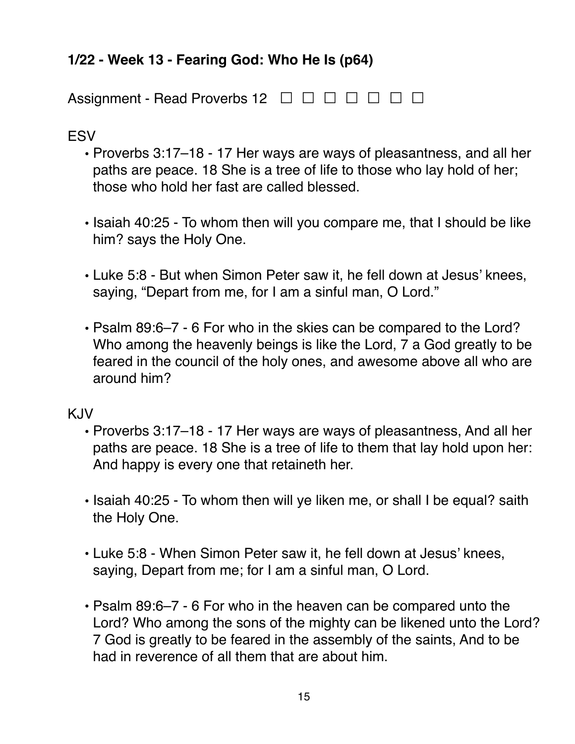### 1/22 - Week 13 - Fearing God: Who He Is (p64)

Assignment - Read Proverbs 12 ☐ ☐ ☐ ☐ ☐ ☐ ☐

ESV

- Proverbs 3:17–18 - 17 Her ways are ways of pleasantness, and all her paths are peace. 18 She is a tree of life to those who lay hold of her; those who hold her fast are called blessed.

- Isaiah 40:25 - To whom then will you compare me, that I should be like him? says the Holy One.

- Luke 5:8 - But when Simon Peter saw it, he fell down at Jesus' knees, saying, "Depart from me, for I am a sinful man, O Lord."

- Psalm 89:6–7 - 6 For who in the skies can be compared to the Lord? Who among the heavenly beings is like the Lord, 7 a God greatly to be feared in the council of the holy ones, and awesome above all who are around him?

KJV

- Proverbs 3:17–18 - 17 Her ways are ways of pleasantness, And all her paths are peace. 18 She is a tree of life to them that lay hold upon her: And happy is every one that retaineth her.

- Isaiah 40:25 - To whom then will ye liken me, or shall I be equal? saith the Holy One.

- Luke 5:8 - When Simon Peter saw it, he fell down at Jesus' knees, saying, Depart from me; for I am a sinful man, O Lord.

- Psalm 89:6–7 - 6 For who in the heaven can be compared unto the Lord? Who among the sons of the mighty can be likened unto the Lord? 7 God is greatly to be feared in the assembly of the saints, And to be had in reverence of all them that are about him.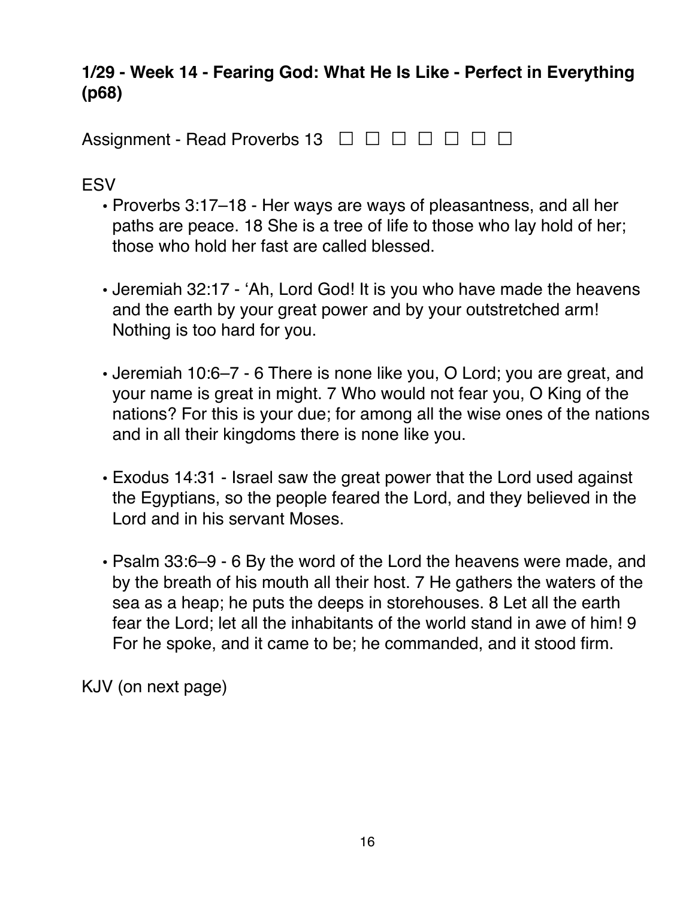**1/29 - Week 14 - Fearing God: What He Is Like - Perfect in Everything (p68)**

Assignment - Read Proverbs 13 ☐ ☐ ☐ ☐ ☐ ☐ ☐

ESV

- Proverbs 3:17–18 - Her ways are ways of pleasantness, and all her paths are peace. 18 She is a tree of life to those who lay hold of her; those who hold her fast are called blessed.

- Jeremiah 32:17 - 'Ah, Lord God! It is you who have made the heavens and the earth by your great power and by your outstretched arm! Nothing is too hard for you.

- Jeremiah 10:6–7 - 6 There is none like you, O Lord; you are great, and your name is great in might. 7 Who would not fear you, O King of the nations? For this is your due; for among all the wise ones of the nations and in all their kingdoms there is none like you.

- Exodus 14:31 - Israel saw the great power that the Lord used against the Egyptians, so the people feared the Lord, and they believed in the Lord and in his servant Moses.

- Psalm 33:6–9 - 6 By the word of the Lord the heavens were made, and by the breath of his mouth all their host. 7 He gathers the waters of the sea as a heap; he puts the deeps in storehouses. 8 Let all the earth fear the Lord; let all the inhabitants of the world stand in awe of him! 9 For he spoke, and it came to be; he commanded, and it stood firm.

KJV (on next page)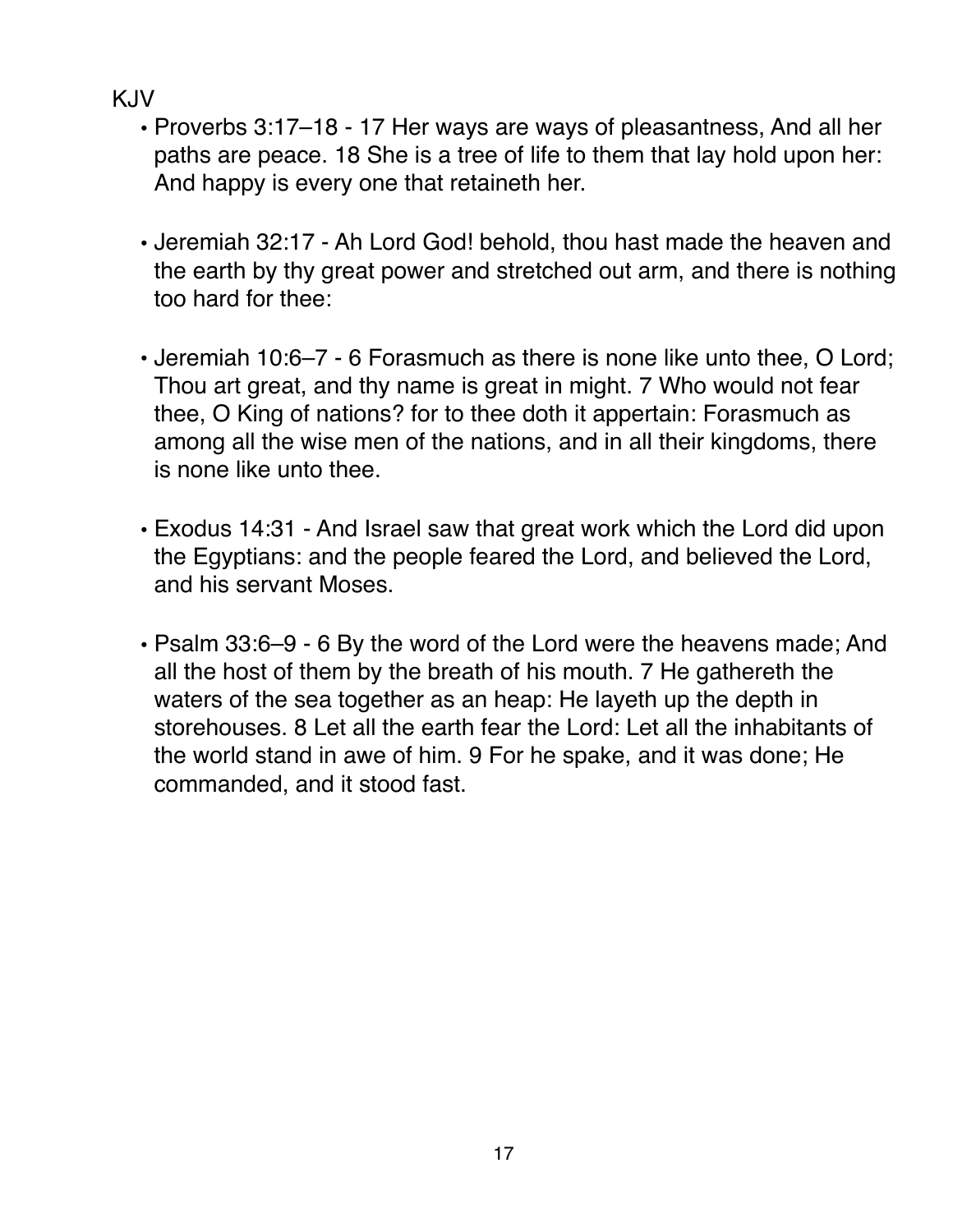KJV

- Proverbs 3:17–18 - 17 Her ways are ways of pleasantness, And all her paths are peace. 18 She is a tree of life to them that lay hold upon her: And happy is every one that retaineth her.

- Jeremiah 32:17 - Ah Lord God! behold, thou hast made the heaven and the earth by thy great power and stretched out arm, and there is nothing too hard for thee:

- Jeremiah 10:6–7 - 6 Forasmuch as there is none like unto thee, O Lord; Thou art great, and thy name is great in might. 7 Who would not fear thee, O King of nations? for to thee doth it appertain: Forasmuch as among all the wise men of the nations, and in all their kingdoms, there is none like unto thee.

- Exodus 14:31 - And Israel saw that great work which the Lord did upon the Egyptians: and the people feared the Lord, and believed the Lord, and his servant Moses.

- Psalm 33:6–9 - 6 By the word of the Lord were the heavens made; And all the host of them by the breath of his mouth. 7 He gathereth the waters of the sea together as an heap: He layeth up the depth in storehouses. 8 Let all the earth fear the Lord: Let all the inhabitants of the world stand in awe of him. 9 For he spake, and it was done; He commanded, and it stood fast.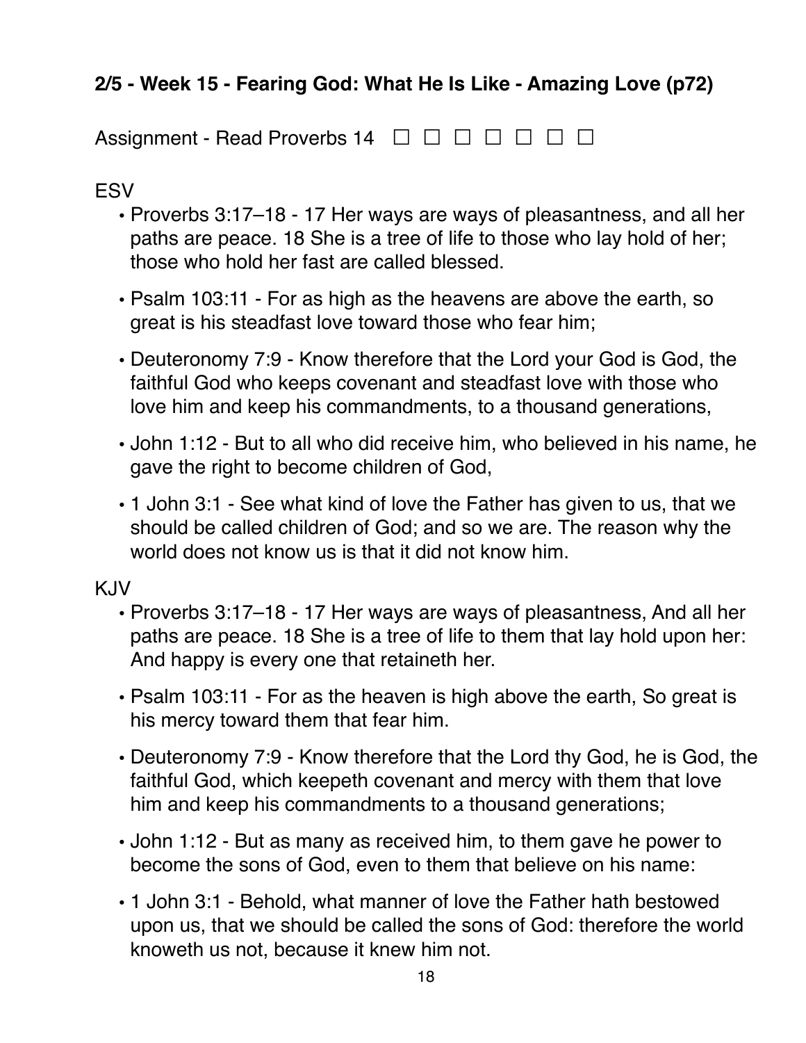**2/5 - Week 15 - Fearing God: What He Is Like - Amazing Love (p72)**

Assignment - Read Proverbs 14 ☐ ☐ ☐ ☐ ☐ ☐ ☐

ESV

- Proverbs 3:17–18 - 17 Her ways are ways of pleasantness, and all her paths are peace. 18 She is a tree of life to those who lay hold of her; those who hold her fast are called blessed.
- Psalm 103:11 - For as high as the heavens are above the earth, so great is his steadfast love toward those who fear him;
- Deuteronomy 7:9 - Know therefore that the Lord your God is God, the faithful God who keeps covenant and steadfast love with those who love him and keep his commandments, to a thousand generations,
- John 1:12 - But to all who did receive him, who believed in his name, he gave the right to become children of God,
- 1 John 3:1 - See what kind of love the Father has given to us, that we should be called children of God; and so we are. The reason why the world does not know us is that it did not know him.

KJV

- Proverbs 3:17–18 - 17 Her ways are ways of pleasantness, And all her paths are peace. 18 She is a tree of life to them that lay hold upon her: And happy is every one that retaineth her.
- Psalm 103:11 - For as the heaven is high above the earth, So great is his mercy toward them that fear him.
- Deuteronomy 7:9 - Know therefore that the Lord thy God, he is God, the faithful God, which keepeth covenant and mercy with them that love him and keep his commandments to a thousand generations;
- John 1:12 - But as many as received him, to them gave he power to become the sons of God, even to them that believe on his name:
- 1 John 3:1 - Behold, what manner of love the Father hath bestowed upon us, that we should be called the sons of God: therefore the world knoweth us not, because it knew him not.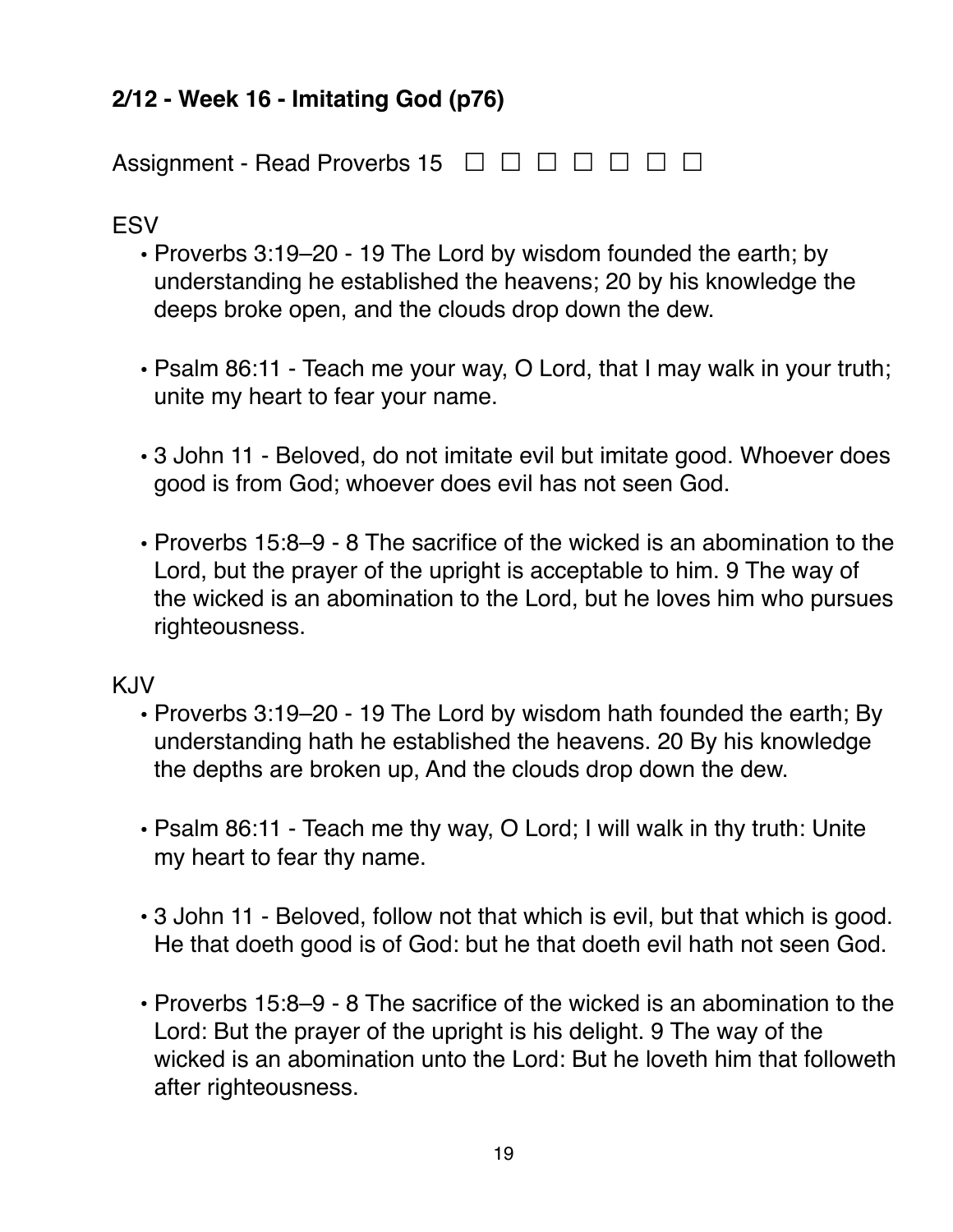**2/12 - Week 16 - Imitating God (p76)**

Assignment - Read Proverbs 15 ☐ ☐ ☐ ☐ ☐ ☐ ☐

ESV

- Proverbs 3:19–20 - 19 The Lord by wisdom founded the earth; by understanding he established the heavens; 20 by his knowledge the deeps broke open, and the clouds drop down the dew.

- Psalm 86:11 - Teach me your way, O Lord, that I may walk in your truth; unite my heart to fear your name.

- 3 John 11 - Beloved, do not imitate evil but imitate good. Whoever does good is from God; whoever does evil has not seen God.

- Proverbs 15:8–9 - 8 The sacrifice of the wicked is an abomination to the Lord, but the prayer of the upright is acceptable to him. 9 The way of the wicked is an abomination to the Lord, but he loves him who pursues righteousness.

KJV

- Proverbs 3:19–20 - 19 The Lord by wisdom hath founded the earth; By understanding hath he established the heavens. 20 By his knowledge the depths are broken up, And the clouds drop down the dew.

- Psalm 86:11 - Teach me thy way, O Lord; I will walk in thy truth: Unite my heart to fear thy name.

- 3 John 11 - Beloved, follow not that which is evil, but that which is good. He that doeth good is of God: but he that doeth evil hath not seen God.

- Proverbs 15:8–9 - 8 The sacrifice of the wicked is an abomination to the Lord: But the prayer of the upright is his delight. 9 The way of the wicked is an abomination unto the Lord: But he loveth him that followeth after righteousness.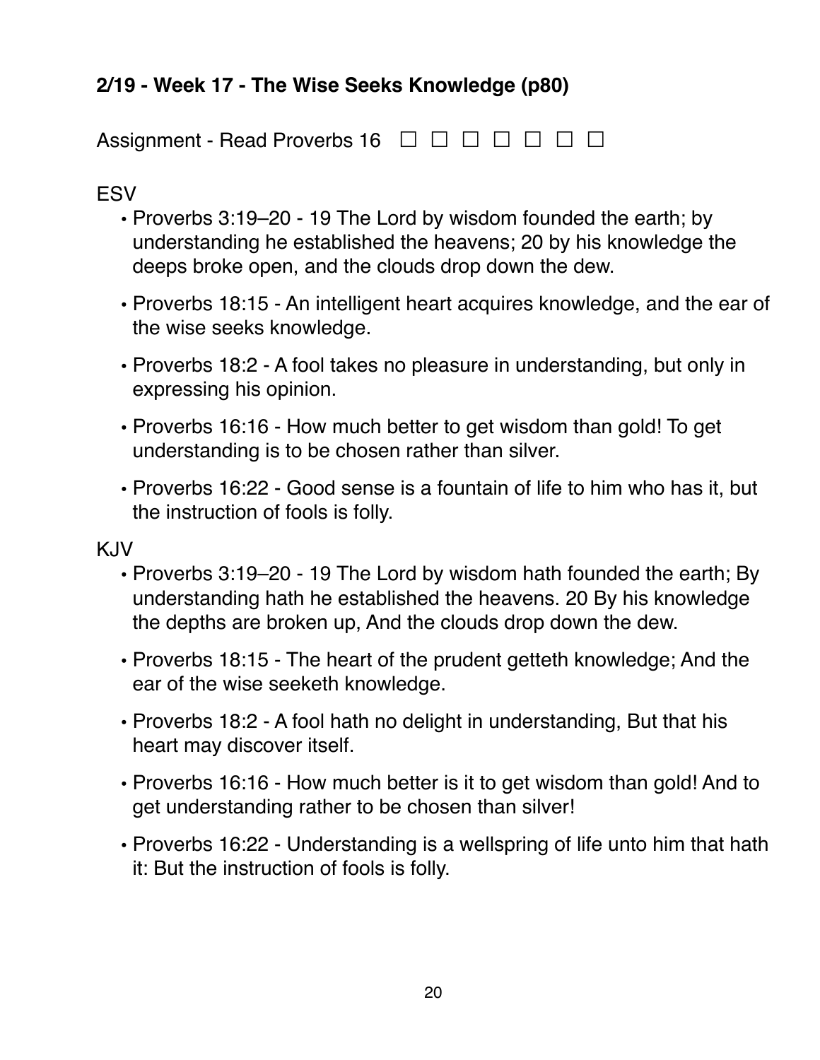**2/19 - Week 17 - The Wise Seeks Knowledge (p80)**

Assignment - Read Proverbs 16 ☐ ☐ ☐ ☐ ☐ ☐ ☐

ESV

- Proverbs 3:19–20 - 19 The Lord by wisdom founded the earth; by understanding he established the heavens; 20 by his knowledge the deeps broke open, and the clouds drop down the dew.
- Proverbs 18:15 - An intelligent heart acquires knowledge, and the ear of the wise seeks knowledge.
- Proverbs 18:2 - A fool takes no pleasure in understanding, but only in expressing his opinion.
- Proverbs 16:16 - How much better to get wisdom than gold! To get understanding is to be chosen rather than silver.
- Proverbs 16:22 - Good sense is a fountain of life to him who has it, but the instruction of fools is folly.

KJV

- Proverbs 3:19–20 - 19 The Lord by wisdom hath founded the earth; By understanding hath he established the heavens. 20 By his knowledge the depths are broken up, And the clouds drop down the dew.
- Proverbs 18:15 - The heart of the prudent getteth knowledge; And the ear of the wise seeketh knowledge.
- Proverbs 18:2 - A fool hath no delight in understanding, But that his heart may discover itself.
- Proverbs 16:16 - How much better is it to get wisdom than gold! And to get understanding rather to be chosen than silver!
- Proverbs 16:22 - Understanding is a wellspring of life unto him that hath it: But the instruction of fools is folly.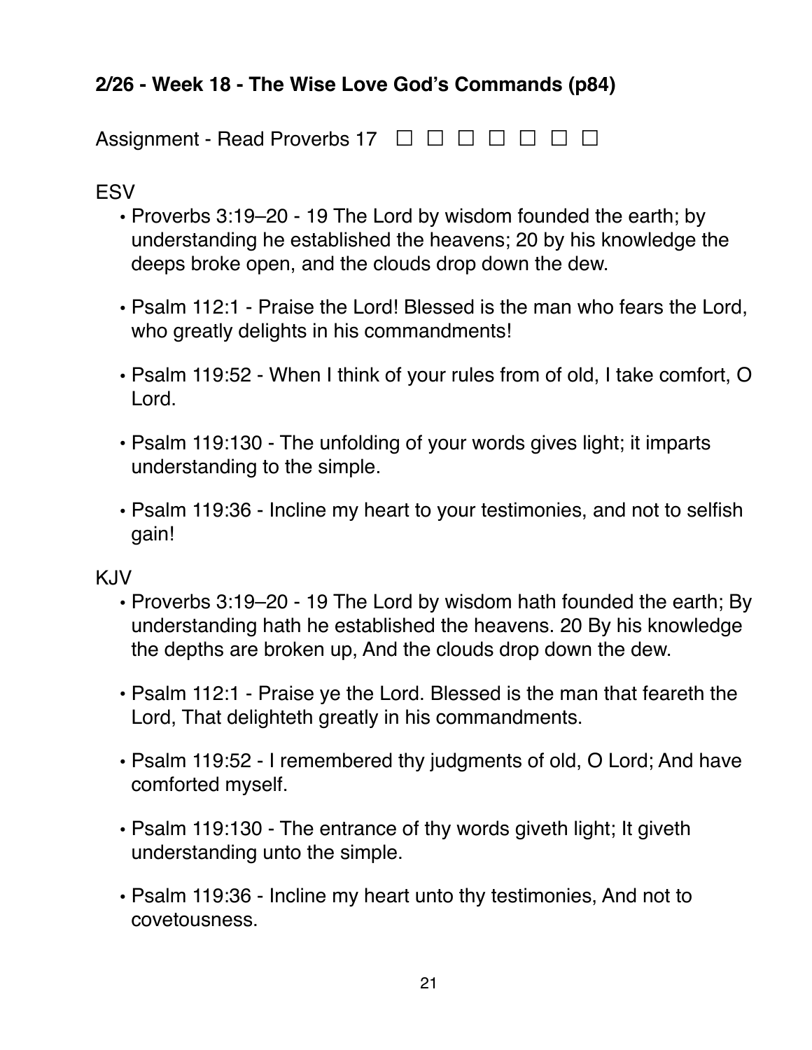**2/26 - Week 18 - The Wise Love God's Commands (p84)**

Assignment - Read Proverbs 17 ☐ ☐ ☐ ☐ ☐ ☐ ☐

ESV

- Proverbs 3:19–20 - 19 The Lord by wisdom founded the earth; by understanding he established the heavens; 20 by his knowledge the deeps broke open, and the clouds drop down the dew.

- Psalm 112:1 - Praise the Lord! Blessed is the man who fears the Lord, who greatly delights in his commandments!

- Psalm 119:52 - When I think of your rules from of old, I take comfort, O Lord.

- Psalm 119:130 - The unfolding of your words gives light; it imparts understanding to the simple.

- Psalm 119:36 - Incline my heart to your testimonies, and not to selfish gain!

KJV

- Proverbs 3:19–20 - 19 The Lord by wisdom hath founded the earth; By understanding hath he established the heavens. 20 By his knowledge the depths are broken up, And the clouds drop down the dew.

- Psalm 112:1 - Praise ye the Lord. Blessed is the man that feareth the Lord, That delighteth greatly in his commandments.

- Psalm 119:52 - I remembered thy judgments of old, O Lord; And have comforted myself.

- Psalm 119:130 - The entrance of thy words giveth light; It giveth understanding unto the simple.

- Psalm 119:36 - Incline my heart unto thy testimonies, And not to covetousness.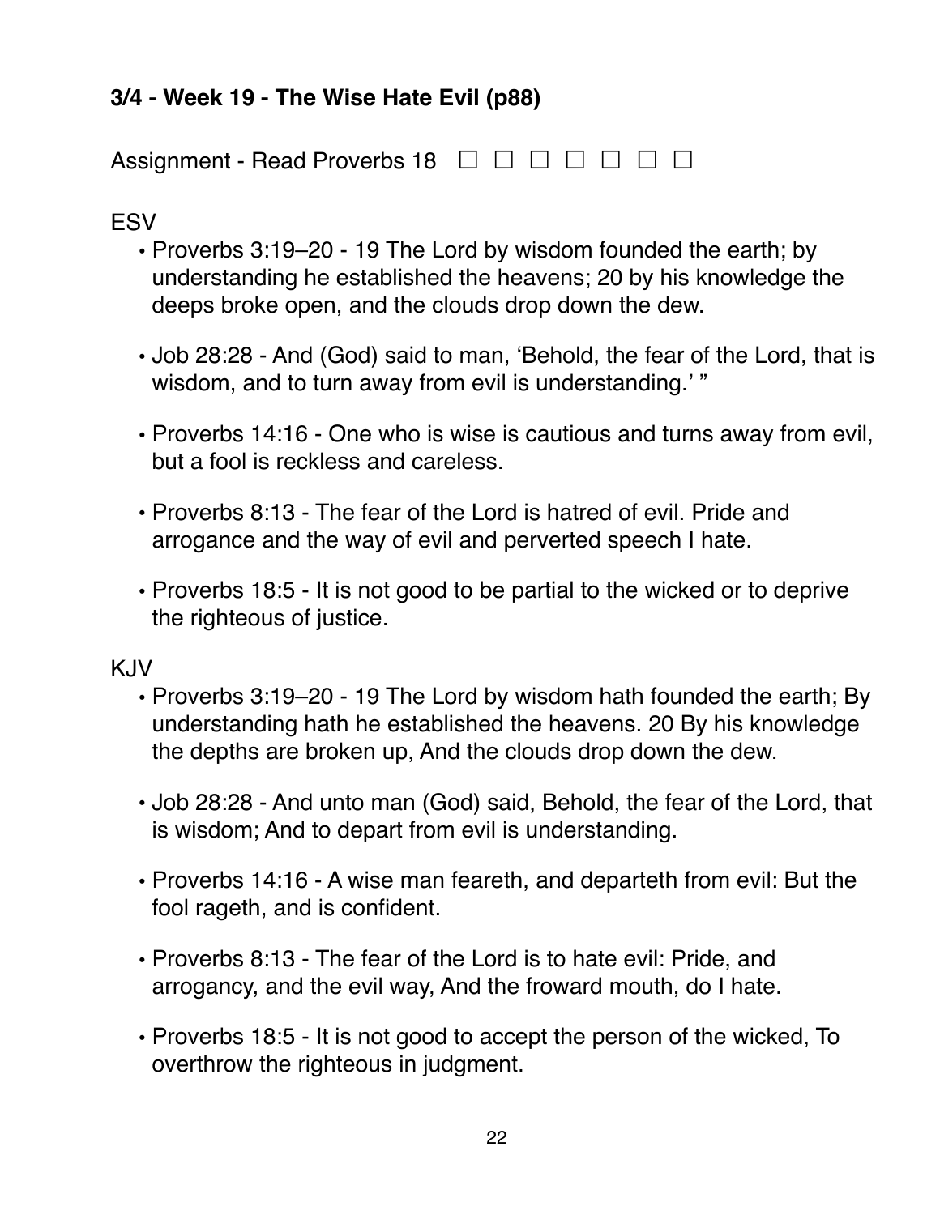### 3/4 - Week 19 - The Wise Hate Evil (p88)

Assignment - Read Proverbs 18 ☐ ☐ ☐ ☐ ☐ ☐ ☐

ESV

- Proverbs 3:19–20 - 19 The Lord by wisdom founded the earth; by understanding he established the heavens; 20 by his knowledge the deeps broke open, and the clouds drop down the dew.
- Job 28:28 - And (God) said to man, 'Behold, the fear of the Lord, that is wisdom, and to turn away from evil is understanding.' "
- Proverbs 14:16 - One who is wise is cautious and turns away from evil, but a fool is reckless and careless.
- Proverbs 8:13 - The fear of the Lord is hatred of evil. Pride and arrogance and the way of evil and perverted speech I hate.
- Proverbs 18:5 - It is not good to be partial to the wicked or to deprive the righteous of justice.

KJV

- Proverbs 3:19–20 - 19 The Lord by wisdom hath founded the earth; By understanding hath he established the heavens. 20 By his knowledge the depths are broken up, And the clouds drop down the dew.
- Job 28:28 - And unto man (God) said, Behold, the fear of the Lord, that is wisdom; And to depart from evil is understanding.
- Proverbs 14:16 - A wise man feareth, and departeth from evil: But the fool rageth, and is confident.
- Proverbs 8:13 - The fear of the Lord is to hate evil: Pride, and arrogancy, and the evil way, And the froward mouth, do I hate.
- Proverbs 18:5 - It is not good to accept the person of the wicked, To overthrow the righteous in judgment.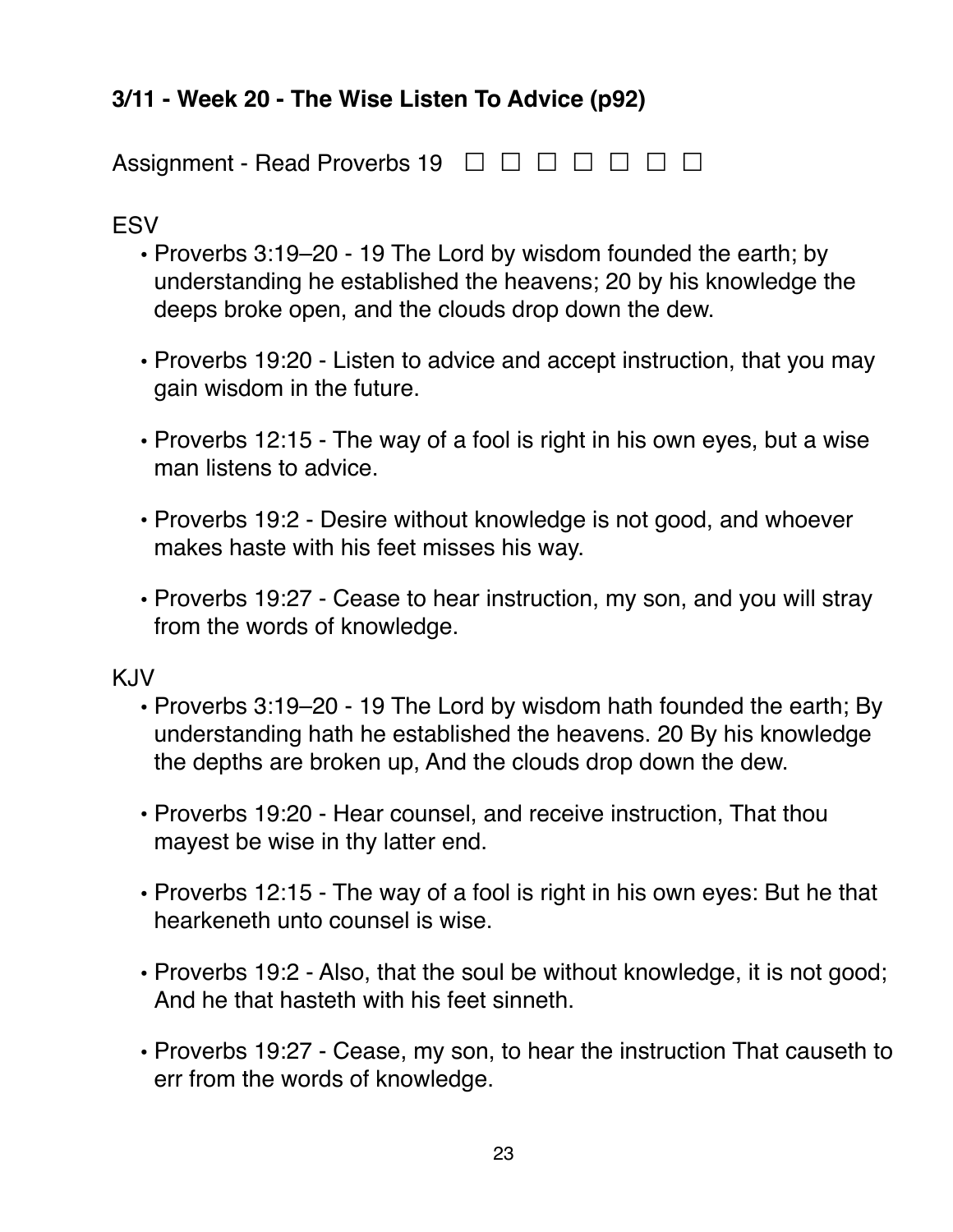### 3/11 - Week 20 - The Wise Listen To Advice (p92)

Assignment - Read Proverbs 19 ☐ ☐ ☐ ☐ ☐ ☐ ☐

ESV

- Proverbs 3:19–20 - 19 The Lord by wisdom founded the earth; by understanding he established the heavens; 20 by his knowledge the deeps broke open, and the clouds drop down the dew.
- Proverbs 19:20 - Listen to advice and accept instruction, that you may gain wisdom in the future.
- Proverbs 12:15 - The way of a fool is right in his own eyes, but a wise man listens to advice.
- Proverbs 19:2 - Desire without knowledge is not good, and whoever makes haste with his feet misses his way.
- Proverbs 19:27 - Cease to hear instruction, my son, and you will stray from the words of knowledge.

KJV

- Proverbs 3:19–20 - 19 The Lord by wisdom hath founded the earth; By understanding hath he established the heavens. 20 By his knowledge the depths are broken up, And the clouds drop down the dew.
- Proverbs 19:20 - Hear counsel, and receive instruction, That thou mayest be wise in thy latter end.
- Proverbs 12:15 - The way of a fool is right in his own eyes: But he that hearkeneth unto counsel is wise.
- Proverbs 19:2 - Also, that the soul be without knowledge, it is not good; And he that hasteth with his feet sinneth.
- Proverbs 19:27 - Cease, my son, to hear the instruction That causeth to err from the words of knowledge.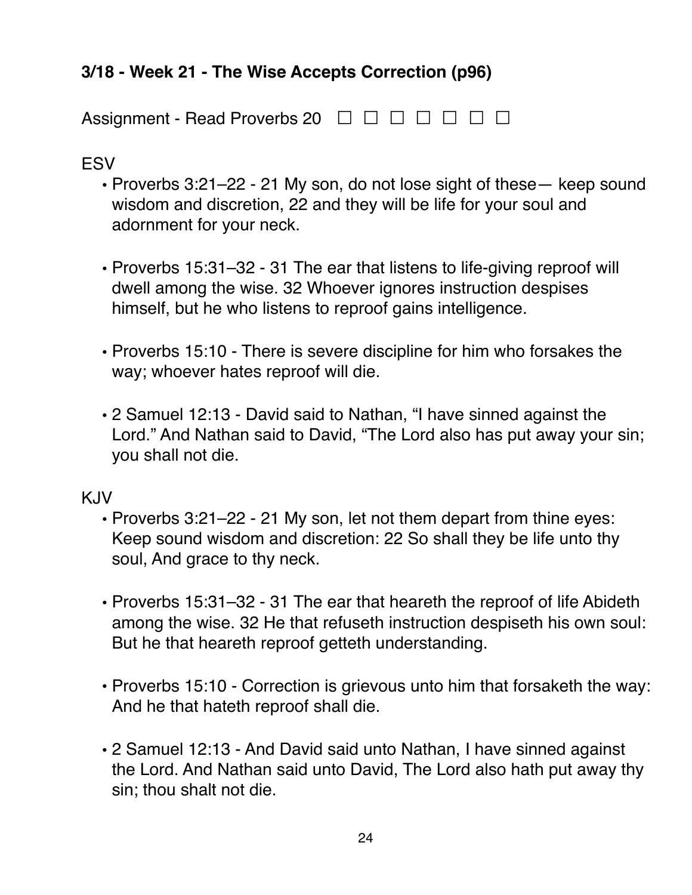### 3/18 - Week 21 - The Wise Accepts Correction (p96)

Assignment - Read Proverbs 20 ☐ ☐ ☐ ☐ ☐ ☐ ☐

ESV

- Proverbs 3:21–22 - 21 My son, do not lose sight of these— keep sound wisdom and discretion, 22 and they will be life for your soul and adornment for your neck.

- Proverbs 15:31–32 - 31 The ear that listens to life-giving reproof will dwell among the wise. 32 Whoever ignores instruction despises himself, but he who listens to reproof gains intelligence.

- Proverbs 15:10 - There is severe discipline for him who forsakes the way; whoever hates reproof will die.

- 2 Samuel 12:13 - David said to Nathan, “I have sinned against the Lord.” And Nathan said to David, “The Lord also has put away your sin; you shall not die.

KJV

- Proverbs 3:21–22 - 21 My son, let not them depart from thine eyes: Keep sound wisdom and discretion: 22 So shall they be life unto thy soul, And grace to thy neck.

- Proverbs 15:31–32 - 31 The ear that heareth the reproof of life Abideth among the wise. 32 He that refuseth instruction despiseth his own soul: But he that heareth reproof getteth understanding.

- Proverbs 15:10 - Correction is grievous unto him that forsaketh the way: And he that hateth reproof shall die.

- 2 Samuel 12:13 - And David said unto Nathan, I have sinned against the Lord. And Nathan said unto David, The Lord also hath put away thy sin; thou shalt not die.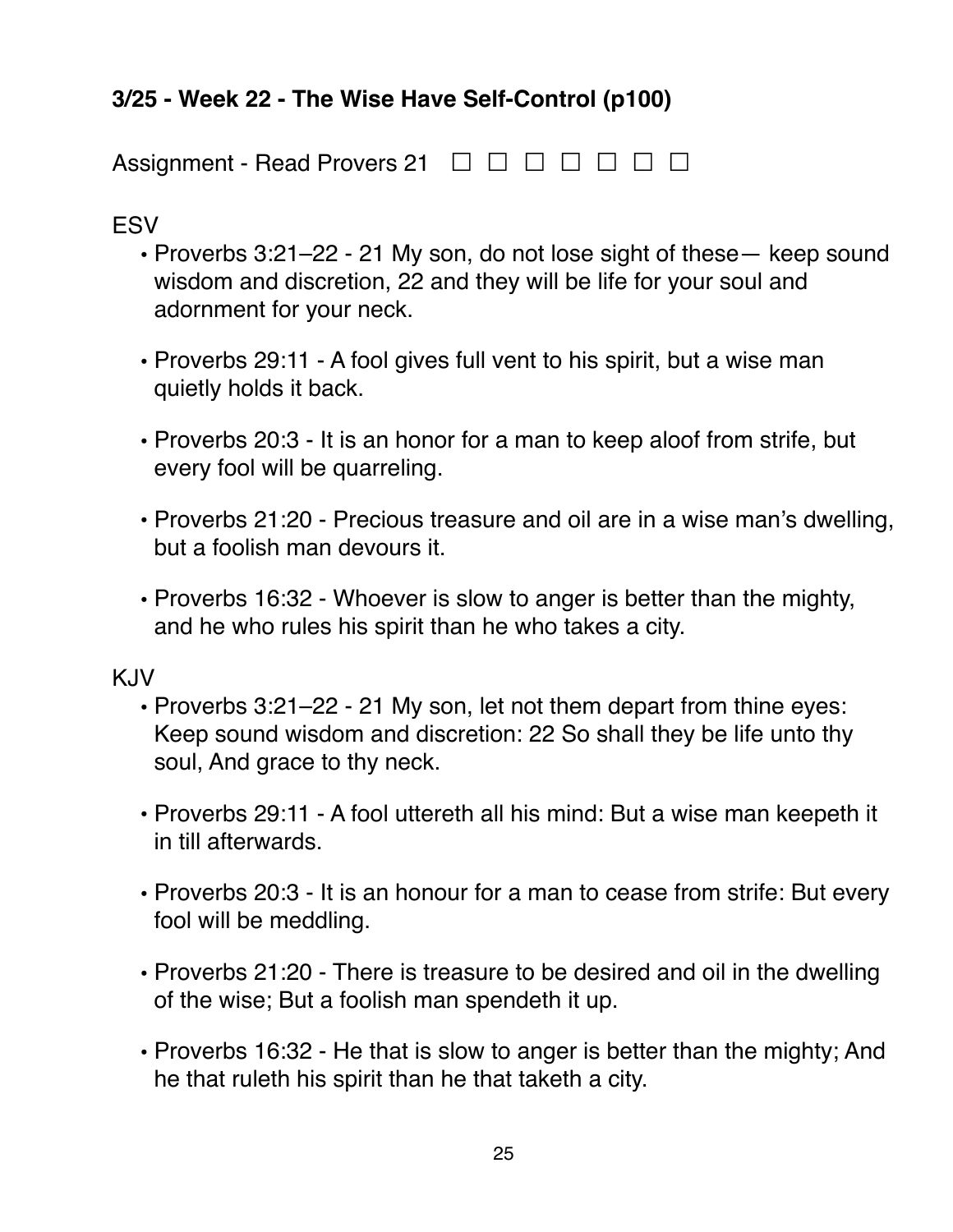### 3/25 - Week 22 - The Wise Have Self-Control (p100)

Assignment - Read Provers 21 ☐ ☐ ☐ ☐ ☐ ☐ ☐

ESV

- Proverbs 3:21–22 - 21 My son, do not lose sight of these— keep sound wisdom and discretion, 22 and they will be life for your soul and adornment for your neck.
- Proverbs 29:11 - A fool gives full vent to his spirit, but a wise man quietly holds it back.
- Proverbs 20:3 - It is an honor for a man to keep aloof from strife, but every fool will be quarreling.
- Proverbs 21:20 - Precious treasure and oil are in a wise man's dwelling, but a foolish man devours it.
- Proverbs 16:32 - Whoever is slow to anger is better than the mighty, and he who rules his spirit than he who takes a city.

KJV

- Proverbs 3:21–22 - 21 My son, let not them depart from thine eyes: Keep sound wisdom and discretion: 22 So shall they be life unto thy soul, And grace to thy neck.
- Proverbs 29:11 - A fool uttereth all his mind: But a wise man keepeth it in till afterwards.
- Proverbs 20:3 - It is an honour for a man to cease from strife: But every fool will be meddling.
- Proverbs 21:20 - There is treasure to be desired and oil in the dwelling of the wise; But a foolish man spendeth it up.
- Proverbs 16:32 - He that is slow to anger is better than the mighty; And he that ruleth his spirit than he that taketh a city.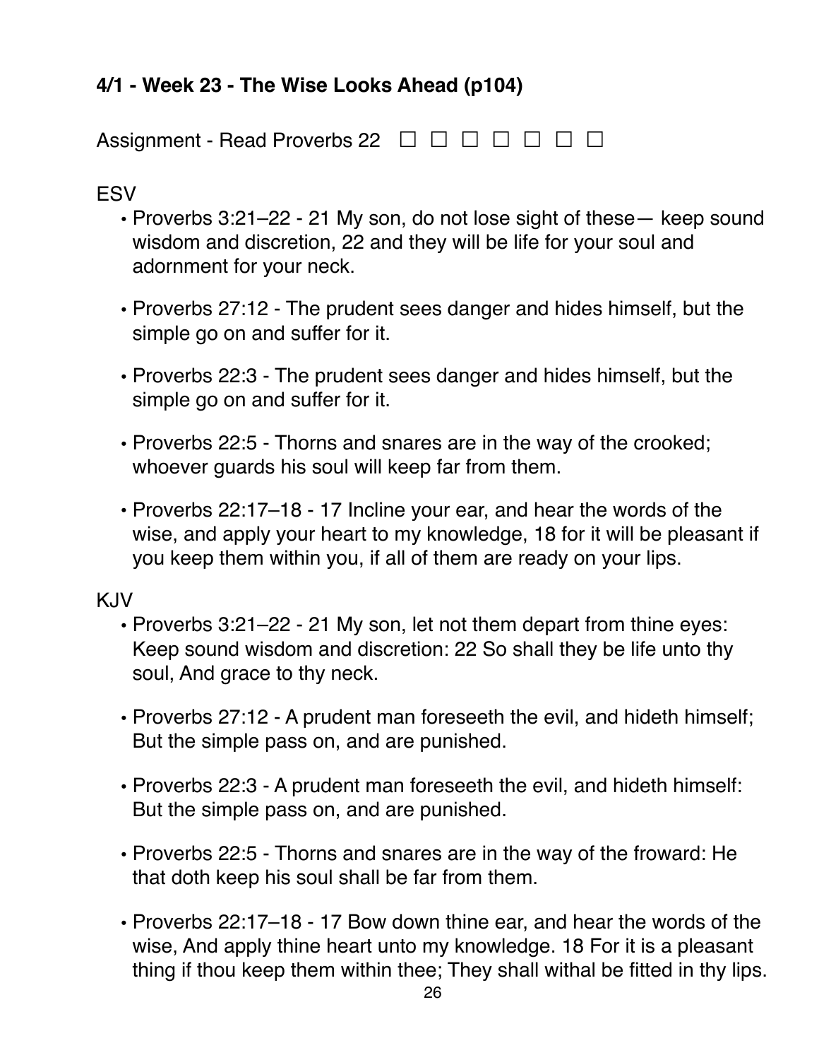**4/1 - Week 23 - The Wise Looks Ahead (p104)**

Assignment - Read Proverbs 22 ☐ ☐ ☐ ☐ ☐ ☐ ☐

ESV

- Proverbs 3:21–22 - 21 My son, do not lose sight of these— keep sound wisdom and discretion, 22 and they will be life for your soul and adornment for your neck.

- Proverbs 27:12 - The prudent sees danger and hides himself, but the simple go on and suffer for it.

- Proverbs 22:3 - The prudent sees danger and hides himself, but the simple go on and suffer for it.

- Proverbs 22:5 - Thorns and snares are in the way of the crooked; whoever guards his soul will keep far from them.

- Proverbs 22:17–18 - 17 Incline your ear, and hear the words of the wise, and apply your heart to my knowledge, 18 for it will be pleasant if you keep them within you, if all of them are ready on your lips.

KJV

- Proverbs 3:21–22 - 21 My son, let not them depart from thine eyes: Keep sound wisdom and discretion: 22 So shall they be life unto thy soul, And grace to thy neck.

- Proverbs 27:12 - A prudent man foreseeth the evil, and hideth himself; But the simple pass on, and are punished.

- Proverbs 22:3 - A prudent man foreseeth the evil, and hideth himself: But the simple pass on, and are punished.

- Proverbs 22:5 - Thorns and snares are in the way of the froward: He that doth keep his soul shall be far from them.

- Proverbs 22:17–18 - 17 Bow down thine ear, and hear the words of the wise, And apply thine heart unto my knowledge. 18 For it is a pleasant thing if thou keep them within thee; They shall withal be fitted in thy lips.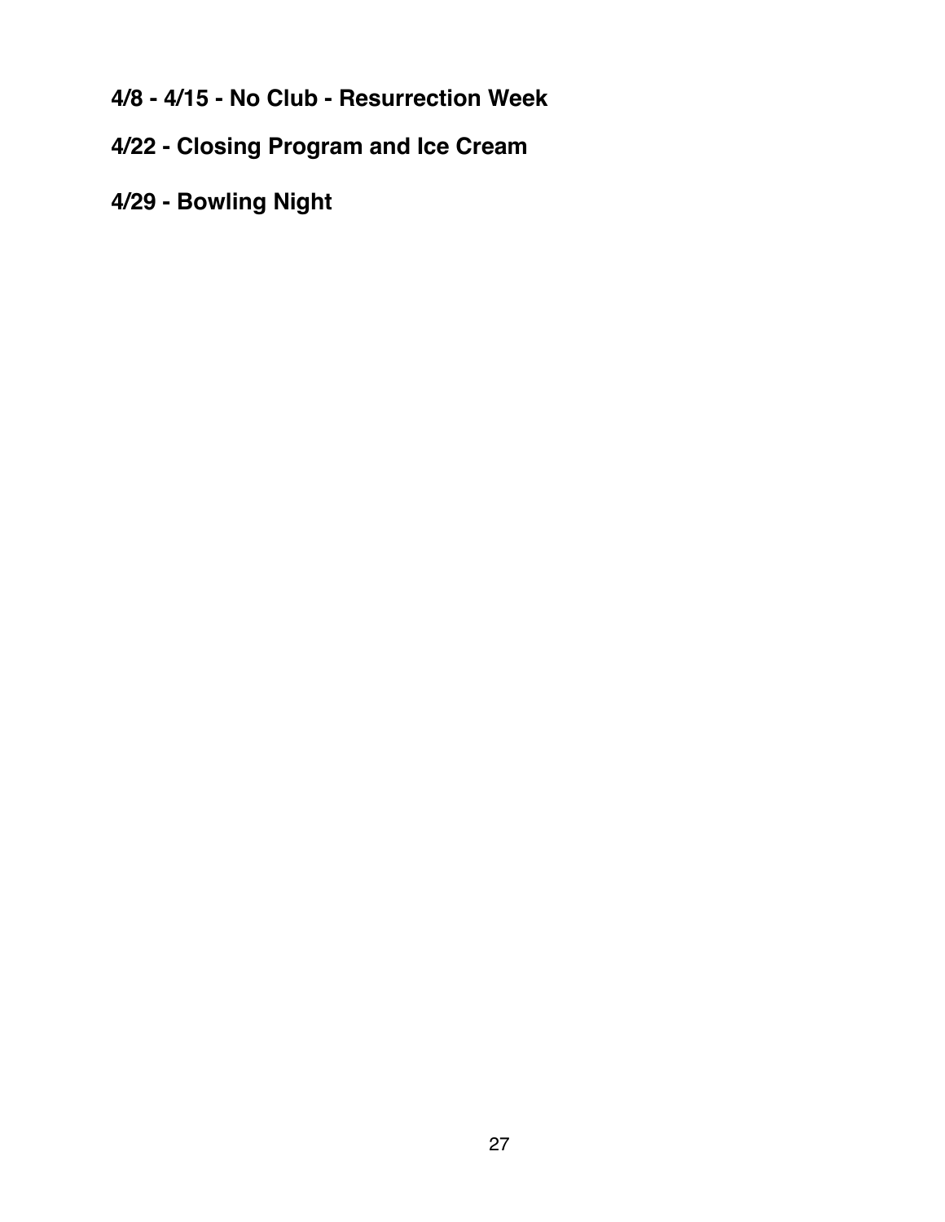**4/8 - 4/15 - No Club - Resurrection Week**

**4/22 - Closing Program and Ice Cream**

**4/29 - Bowling Night**